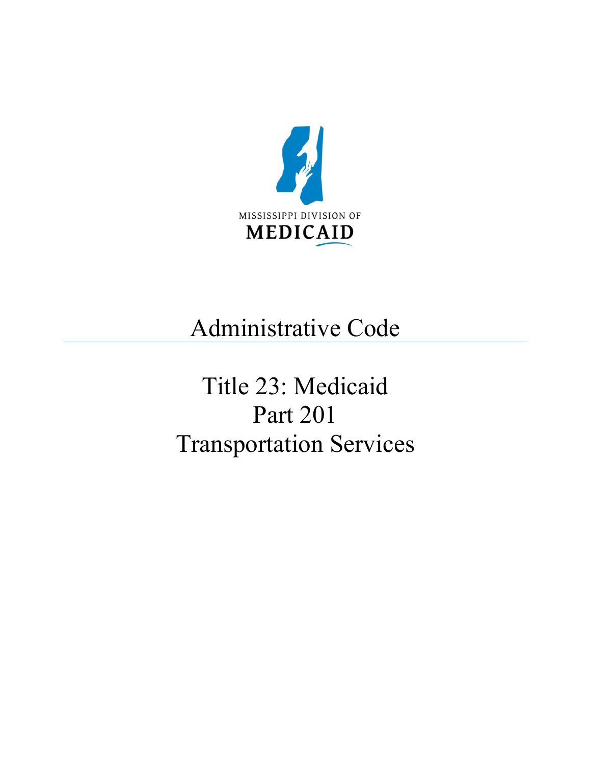MISSISSIPPI DIVISION OF

**MEDICAID**

# Administrative Code

# Title 23: Medicaid
# Part 201
# Transportation Services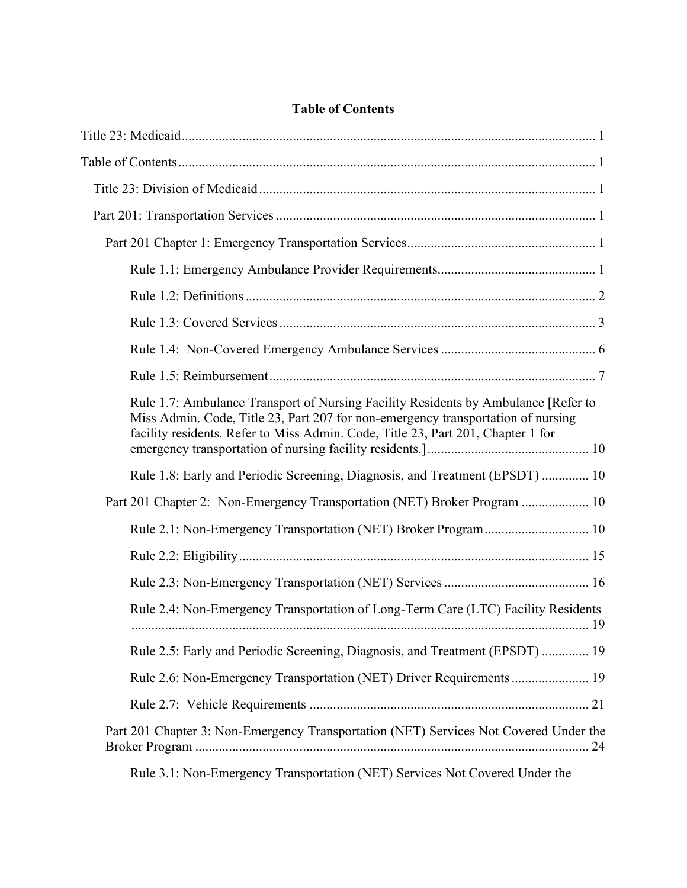**Table of Contents**

Title 23: Medicaid ........................................................................................................................ 1

Table of Contents ........................................................................................................................ 1

Title 23: Division of Medicaid ................................................................................................ 1

Part 201: Transportation Services ........................................................................................... 1

Part 201 Chapter 1: Emergency Transportation Services ....................................................... 1

Rule 1.1: Emergency Ambulance Provider Requirements ............................................. 1

Rule 1.2: Definitions ...................................................................................................... 2

Rule 1.3: Covered Services ............................................................................................ 3

Rule 1.4: Non-Covered Emergency Ambulance Services ............................................. 6

Rule 1.5: Reimbursement ............................................................................................... 7

Rule 1.7: Ambulance Transport of Nursing Facility Residents by Ambulance [Refer to Miss Admin. Code, Title 23, Part 207 for non-emergency transportation of nursing facility residents. Refer to Miss Admin. Code, Title 23, Part 201, Chapter 1 for emergency transportation of nursing facility residents.] ............................................... 10

Rule 1.8: Early and Periodic Screening, Diagnosis, and Treatment (EPSDT) ............. 10

Part 201 Chapter 2: Non-Emergency Transportation (NET) Broker Program .................... 10

Rule 2.1: Non-Emergency Transportation (NET) Broker Program ............................... 10

Rule 2.2: Eligibility ...................................................................................................... 15

Rule 2.3: Non-Emergency Transportation (NET) Services .......................................... 16

Rule 2.4: Non-Emergency Transportation of Long-Term Care (LTC) Facility Residents ........................................................................................................................ 19

Rule 2.5: Early and Periodic Screening, Diagnosis, and Treatment (EPSDT) ............. 19

Rule 2.6: Non-Emergency Transportation (NET) Driver Requirements ...................... 19

Rule 2.7: Vehicle Requirements .................................................................................. 21

Part 201 Chapter 3: Non-Emergency Transportation (NET) Services Not Covered Under the Broker Program ................................................................................................................... 24

Rule 3.1: Non-Emergency Transportation (NET) Services Not Covered Under the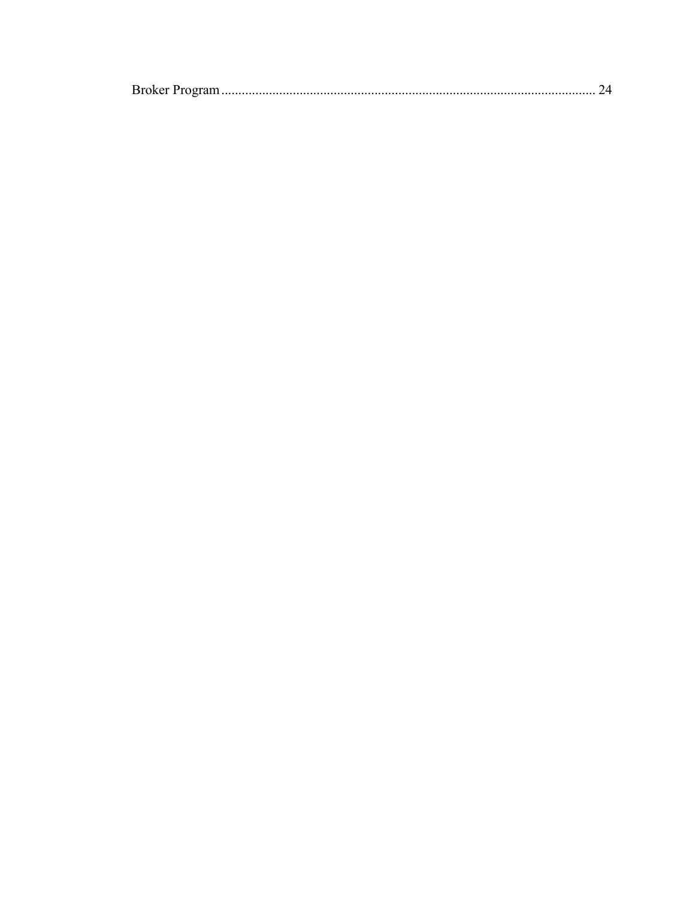Broker Program .................................................................................................................. 24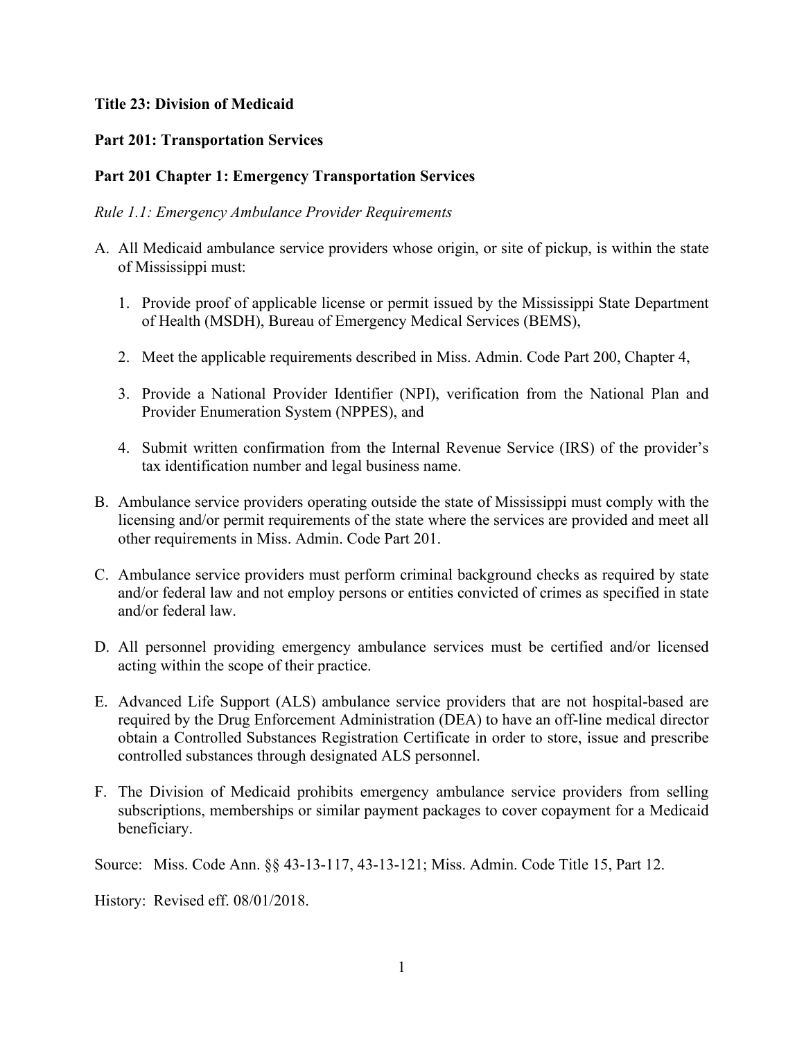**Title 23: Division of Medicaid**

**Part 201: Transportation Services**

**Part 201 Chapter 1: Emergency Transportation Services**

*Rule 1.1: Emergency Ambulance Provider Requirements*

A. All Medicaid ambulance service providers whose origin, or site of pickup, is within the state of Mississippi must:

   1. Provide proof of applicable license or permit issued by the Mississippi State Department of Health (MSDH), Bureau of Emergency Medical Services (BEMS),

   2. Meet the applicable requirements described in Miss. Admin. Code Part 200, Chapter 4,

   3. Provide a National Provider Identifier (NPI), verification from the National Plan and Provider Enumeration System (NPPES), and

   4. Submit written confirmation from the Internal Revenue Service (IRS) of the provider's tax identification number and legal business name.

B. Ambulance service providers operating outside the state of Mississippi must comply with the licensing and/or permit requirements of the state where the services are provided and meet all other requirements in Miss. Admin. Code Part 201.

C. Ambulance service providers must perform criminal background checks as required by state and/or federal law and not employ persons or entities convicted of crimes as specified in state and/or federal law.

D. All personnel providing emergency ambulance services must be certified and/or licensed acting within the scope of their practice.

E. Advanced Life Support (ALS) ambulance service providers that are not hospital-based are required by the Drug Enforcement Administration (DEA) to have an off-line medical director obtain a Controlled Substances Registration Certificate in order to store, issue and prescribe controlled substances through designated ALS personnel.

F. The Division of Medicaid prohibits emergency ambulance service providers from selling subscriptions, memberships or similar payment packages to cover copayment for a Medicaid beneficiary.

Source: Miss. Code Ann. §§ 43-13-117, 43-13-121; Miss. Admin. Code Title 15, Part 12.

History: Revised eff. 08/01/2018.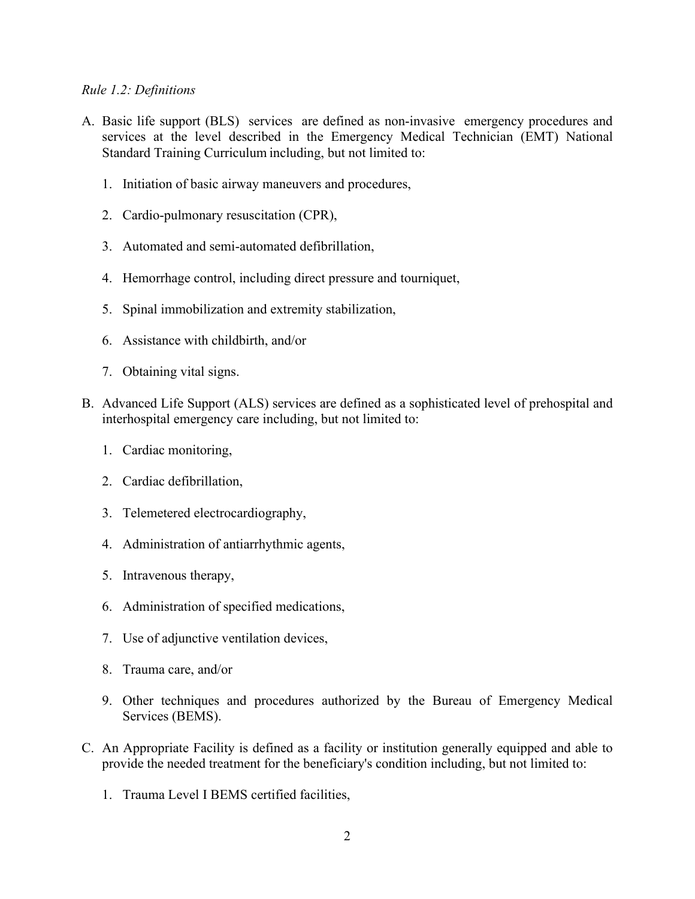*Rule 1.2: Definitions*

A. Basic life support (BLS) services are defined as non-invasive emergency procedures and services at the level described in the Emergency Medical Technician (EMT) National Standard Training Curriculum including, but not limited to:

   1. Initiation of basic airway maneuvers and procedures,
   2. Cardio-pulmonary resuscitation (CPR),
   3. Automated and semi-automated defibrillation,
   4. Hemorrhage control, including direct pressure and tourniquet,
   5. Spinal immobilization and extremity stabilization,
   6. Assistance with childbirth, and/or
   7. Obtaining vital signs.

B. Advanced Life Support (ALS) services are defined as a sophisticated level of prehospital and interhospital emergency care including, but not limited to:

   1. Cardiac monitoring,
   2. Cardiac defibrillation,
   3. Telemetered electrocardiography,
   4. Administration of antiarrhythmic agents,
   5. Intravenous therapy,
   6. Administration of specified medications,
   7. Use of adjunctive ventilation devices,
   8. Trauma care, and/or
   9. Other techniques and procedures authorized by the Bureau of Emergency Medical Services (BEMS).

C. An Appropriate Facility is defined as a facility or institution generally equipped and able to provide the needed treatment for the beneficiary's condition including, but not limited to:

   1. Trauma Level I BEMS certified facilities,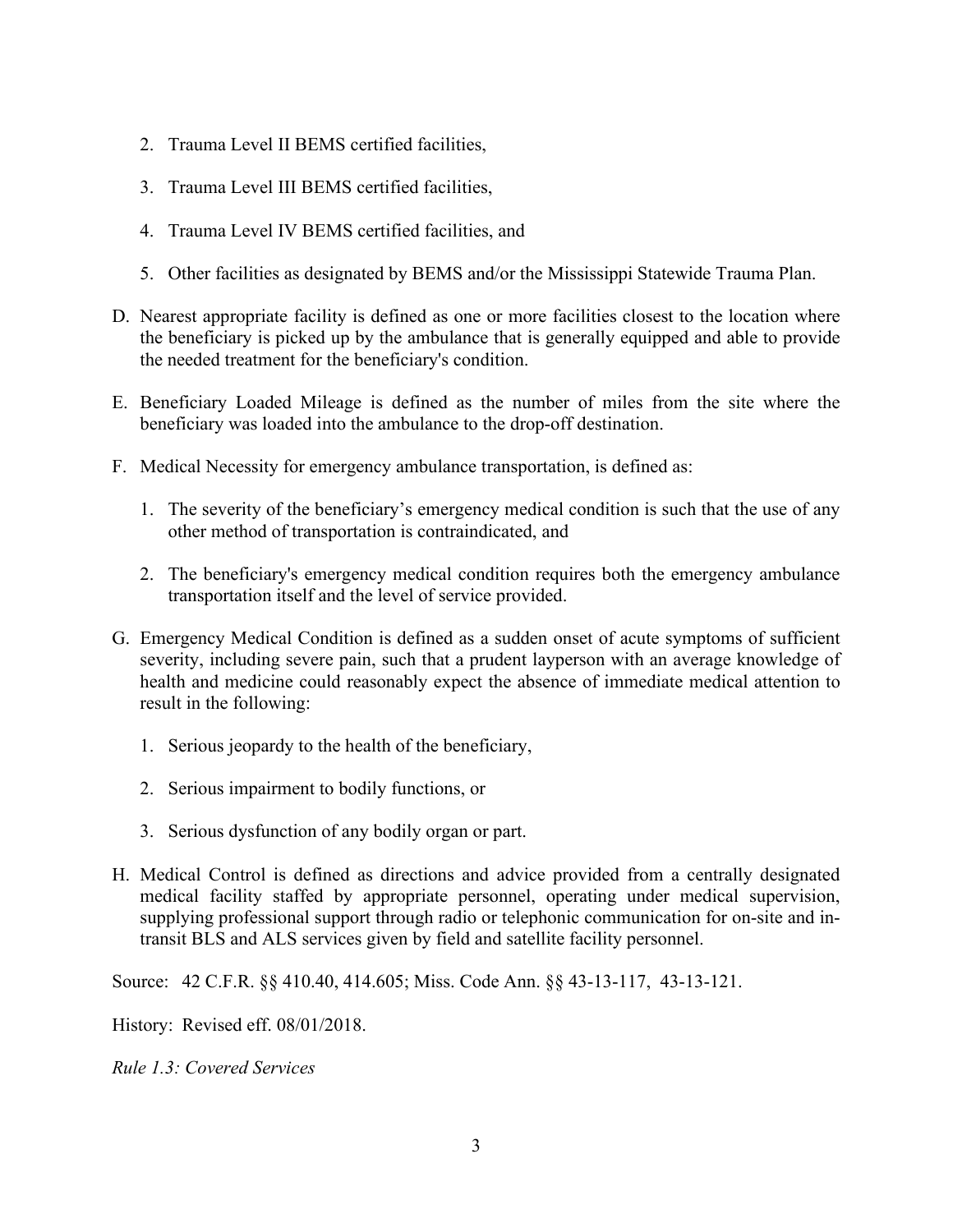2. Trauma Level II BEMS certified facilities,

3. Trauma Level III BEMS certified facilities,

4. Trauma Level IV BEMS certified facilities, and

5. Other facilities as designated by BEMS and/or the Mississippi Statewide Trauma Plan.

D. Nearest appropriate facility is defined as one or more facilities closest to the location where the beneficiary is picked up by the ambulance that is generally equipped and able to provide the needed treatment for the beneficiary's condition.

E. Beneficiary Loaded Mileage is defined as the number of miles from the site where the beneficiary was loaded into the ambulance to the drop-off destination.

F. Medical Necessity for emergency ambulance transportation, is defined as:

   1. The severity of the beneficiary's emergency medical condition is such that the use of any other method of transportation is contraindicated, and

   2. The beneficiary's emergency medical condition requires both the emergency ambulance transportation itself and the level of service provided.

G. Emergency Medical Condition is defined as a sudden onset of acute symptoms of sufficient severity, including severe pain, such that a prudent layperson with an average knowledge of health and medicine could reasonably expect the absence of immediate medical attention to result in the following:

   1. Serious jeopardy to the health of the beneficiary,

   2. Serious impairment to bodily functions, or

   3. Serious dysfunction of any bodily organ or part.

H. Medical Control is defined as directions and advice provided from a centrally designated medical facility staffed by appropriate personnel, operating under medical supervision, supplying professional support through radio or telephonic communication for on-site and in-transit BLS and ALS services given by field and satellite facility personnel.

Source: 42 C.F.R. §§ 410.40, 414.605; Miss. Code Ann. §§ 43-13-117, 43-13-121.

History: Revised eff. 08/01/2018.

*Rule 1.3: Covered Services*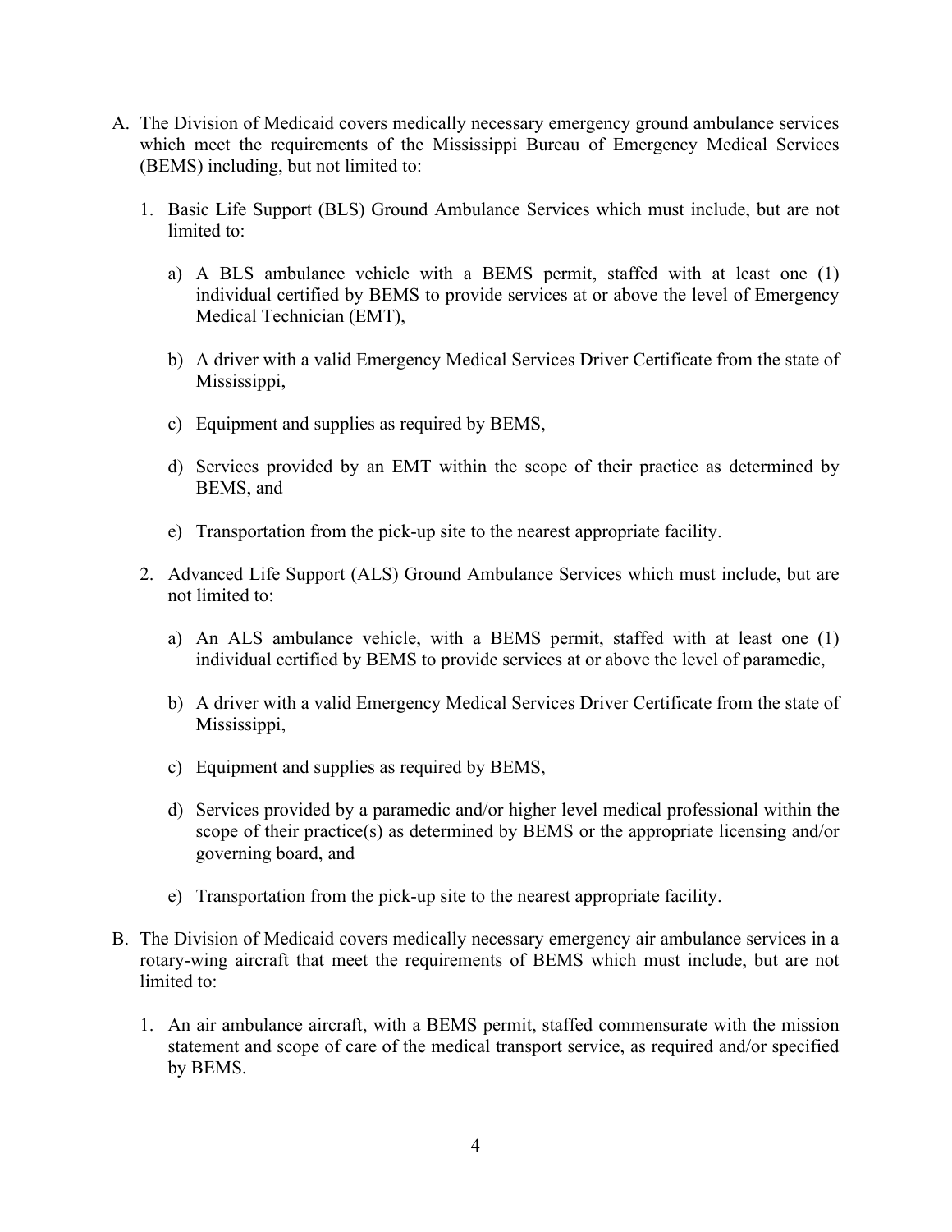A. The Division of Medicaid covers medically necessary emergency ground ambulance services which meet the requirements of the Mississippi Bureau of Emergency Medical Services (BEMS) including, but not limited to:

   1. Basic Life Support (BLS) Ground Ambulance Services which must include, but are not limited to:

      a) A BLS ambulance vehicle with a BEMS permit, staffed with at least one (1) individual certified by BEMS to provide services at or above the level of Emergency Medical Technician (EMT),

      b) A driver with a valid Emergency Medical Services Driver Certificate from the state of Mississippi,

      c) Equipment and supplies as required by BEMS,

      d) Services provided by an EMT within the scope of their practice as determined by BEMS, and

      e) Transportation from the pick-up site to the nearest appropriate facility.

   2. Advanced Life Support (ALS) Ground Ambulance Services which must include, but are not limited to:

      a) An ALS ambulance vehicle, with a BEMS permit, staffed with at least one (1) individual certified by BEMS to provide services at or above the level of paramedic,

      b) A driver with a valid Emergency Medical Services Driver Certificate from the state of Mississippi,

      c) Equipment and supplies as required by BEMS,

      d) Services provided by a paramedic and/or higher level medical professional within the scope of their practice(s) as determined by BEMS or the appropriate licensing and/or governing board, and

      e) Transportation from the pick-up site to the nearest appropriate facility.

B. The Division of Medicaid covers medically necessary emergency air ambulance services in a rotary-wing aircraft that meet the requirements of BEMS which must include, but are not limited to:

   1. An air ambulance aircraft, with a BEMS permit, staffed commensurate with the mission statement and scope of care of the medical transport service, as required and/or specified by BEMS.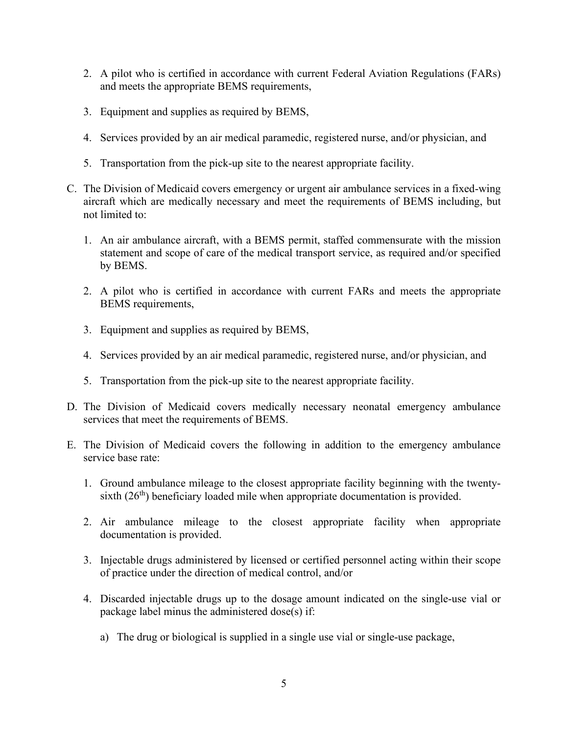2. A pilot who is certified in accordance with current Federal Aviation Regulations (FARs) and meets the appropriate BEMS requirements,

3. Equipment and supplies as required by BEMS,

4. Services provided by an air medical paramedic, registered nurse, and/or physician, and

5. Transportation from the pick-up site to the nearest appropriate facility.

C. The Division of Medicaid covers emergency or urgent air ambulance services in a fixed-wing aircraft which are medically necessary and meet the requirements of BEMS including, but not limited to:

   1. An air ambulance aircraft, with a BEMS permit, staffed commensurate with the mission statement and scope of care of the medical transport service, as required and/or specified by BEMS.

   2. A pilot who is certified in accordance with current FARs and meets the appropriate BEMS requirements,

   3. Equipment and supplies as required by BEMS,

   4. Services provided by an air medical paramedic, registered nurse, and/or physician, and

   5. Transportation from the pick-up site to the nearest appropriate facility.

D. The Division of Medicaid covers medically necessary neonatal emergency ambulance services that meet the requirements of BEMS.

E. The Division of Medicaid covers the following in addition to the emergency ambulance service base rate:

   1. Ground ambulance mileage to the closest appropriate facility beginning with the twenty-sixth (26th) beneficiary loaded mile when appropriate documentation is provided.

   2. Air ambulance mileage to the closest appropriate facility when appropriate documentation is provided.

   3. Injectable drugs administered by licensed or certified personnel acting within their scope of practice under the direction of medical control, and/or

   4. Discarded injectable drugs up to the dosage amount indicated on the single-use vial or package label minus the administered dose(s) if:

      a) The drug or biological is supplied in a single use vial or single-use package,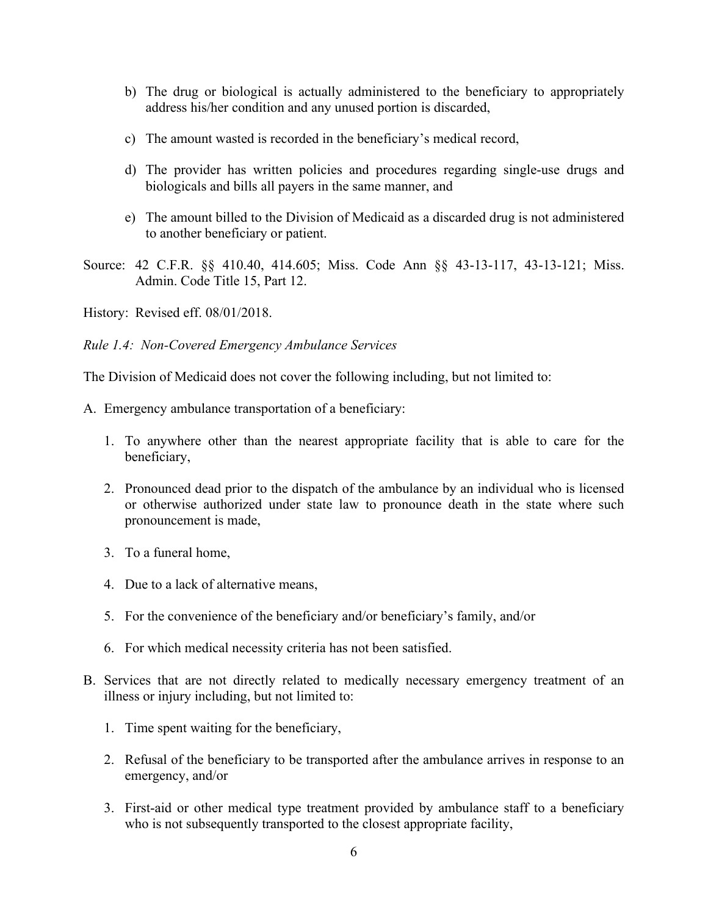b) The drug or biological is actually administered to the beneficiary to appropriately address his/her condition and any unused portion is discarded,

c) The amount wasted is recorded in the beneficiary's medical record,

d) The provider has written policies and procedures regarding single-use drugs and biologicals and bills all payers in the same manner, and

e) The amount billed to the Division of Medicaid as a discarded drug is not administered to another beneficiary or patient.

Source: 42 C.F.R. §§ 410.40, 414.605; Miss. Code Ann §§ 43-13-117, 43-13-121; Miss. Admin. Code Title 15, Part 12.

History: Revised eff. 08/01/2018.

*Rule 1.4: Non-Covered Emergency Ambulance Services*

The Division of Medicaid does not cover the following including, but not limited to:

A. Emergency ambulance transportation of a beneficiary:

1. To anywhere other than the nearest appropriate facility that is able to care for the beneficiary,
2. Pronounced dead prior to the dispatch of the ambulance by an individual who is licensed or otherwise authorized under state law to pronounce death in the state where such pronouncement is made,
3. To a funeral home,
4. Due to a lack of alternative means,
5. For the convenience of the beneficiary and/or beneficiary's family, and/or
6. For which medical necessity criteria has not been satisfied.

B. Services that are not directly related to medically necessary emergency treatment of an illness or injury including, but not limited to:

1. Time spent waiting for the beneficiary,
2. Refusal of the beneficiary to be transported after the ambulance arrives in response to an emergency, and/or
3. First-aid or other medical type treatment provided by ambulance staff to a beneficiary who is not subsequently transported to the closest appropriate facility,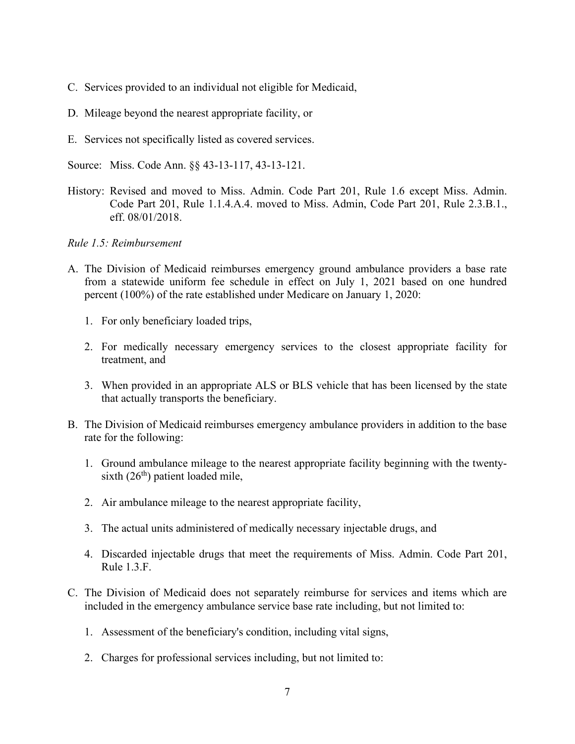C. Services provided to an individual not eligible for Medicaid,

D. Mileage beyond the nearest appropriate facility, or

E. Services not specifically listed as covered services.

Source: Miss. Code Ann. §§ 43-13-117, 43-13-121.

History: Revised and moved to Miss. Admin. Code Part 201, Rule 1.6 except Miss. Admin. Code Part 201, Rule 1.1.4.A.4. moved to Miss. Admin, Code Part 201, Rule 2.3.B.1., eff. 08/01/2018.

*Rule 1.5: Reimbursement*

A. The Division of Medicaid reimburses emergency ground ambulance providers a base rate from a statewide uniform fee schedule in effect on July 1, 2021 based on one hundred percent (100%) of the rate established under Medicare on January 1, 2020:

   1. For only beneficiary loaded trips,

   2. For medically necessary emergency services to the closest appropriate facility for treatment, and

   3. When provided in an appropriate ALS or BLS vehicle that has been licensed by the state that actually transports the beneficiary.

B. The Division of Medicaid reimburses emergency ambulance providers in addition to the base rate for the following:

   1. Ground ambulance mileage to the nearest appropriate facility beginning with the twenty-sixth (26th) patient loaded mile,

   2. Air ambulance mileage to the nearest appropriate facility,

   3. The actual units administered of medically necessary injectable drugs, and

   4. Discarded injectable drugs that meet the requirements of Miss. Admin. Code Part 201, Rule 1.3.F.

C. The Division of Medicaid does not separately reimburse for services and items which are included in the emergency ambulance service base rate including, but not limited to:

   1. Assessment of the beneficiary's condition, including vital signs,

   2. Charges for professional services including, but not limited to: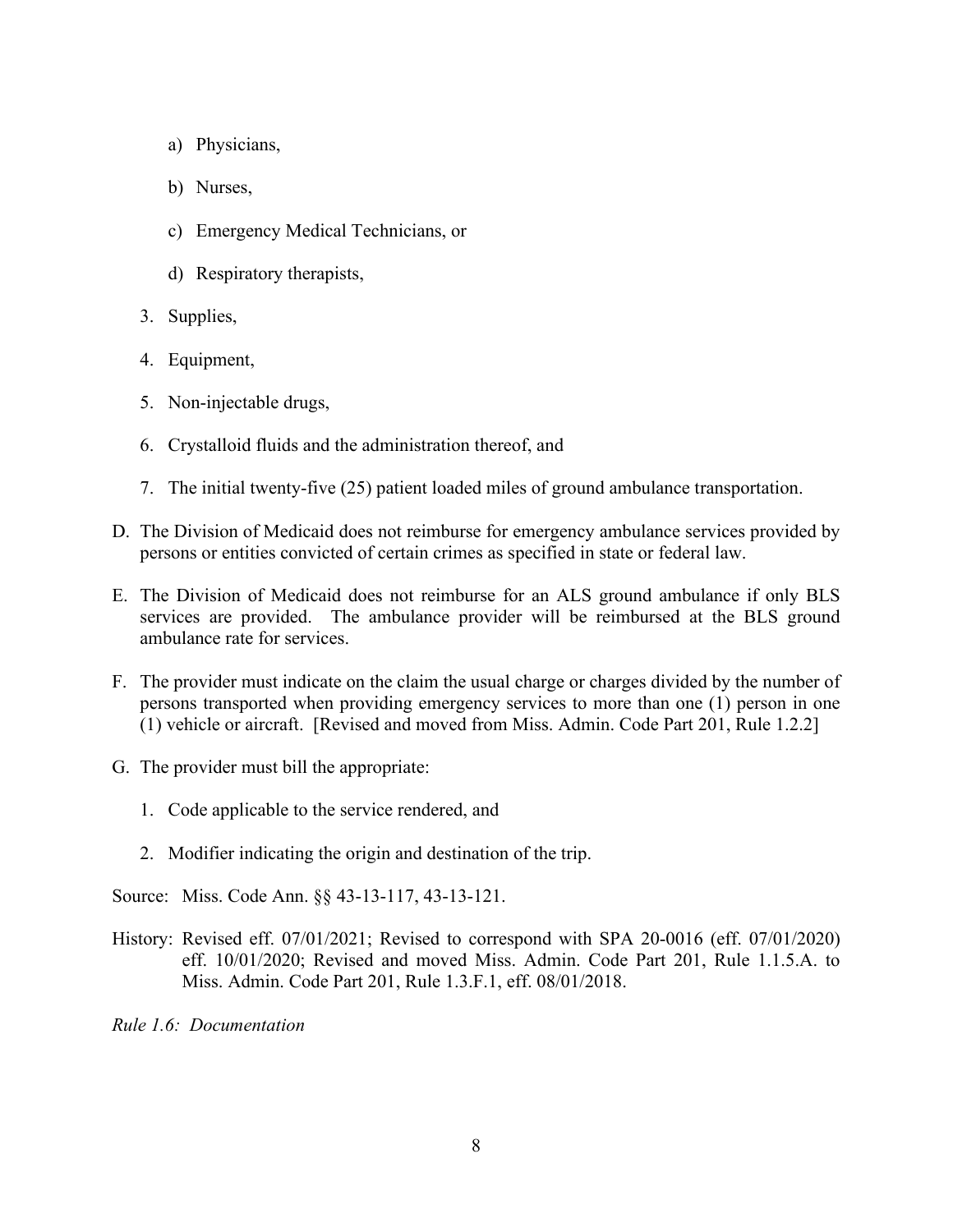a) Physicians,

   b) Nurses,

   c) Emergency Medical Technicians, or

   d) Respiratory therapists,

3. Supplies,

4. Equipment,

5. Non-injectable drugs,

6. Crystalloid fluids and the administration thereof, and

7. The initial twenty-five (25) patient loaded miles of ground ambulance transportation.

D. The Division of Medicaid does not reimburse for emergency ambulance services provided by persons or entities convicted of certain crimes as specified in state or federal law.

E. The Division of Medicaid does not reimburse for an ALS ground ambulance if only BLS services are provided. The ambulance provider will be reimbursed at the BLS ground ambulance rate for services.

F. The provider must indicate on the claim the usual charge or charges divided by the number of persons transported when providing emergency services to more than one (1) person in one (1) vehicle or aircraft. [Revised and moved from Miss. Admin. Code Part 201, Rule 1.2.2]

G. The provider must bill the appropriate:

   1. Code applicable to the service rendered, and

   2. Modifier indicating the origin and destination of the trip.

Source: Miss. Code Ann. §§ 43-13-117, 43-13-121.

History: Revised eff. 07/01/2021; Revised to correspond with SPA 20-0016 (eff. 07/01/2020) eff. 10/01/2020; Revised and moved Miss. Admin. Code Part 201, Rule 1.1.5.A. to Miss. Admin. Code Part 201, Rule 1.3.F.1, eff. 08/01/2018.

*Rule 1.6: Documentation*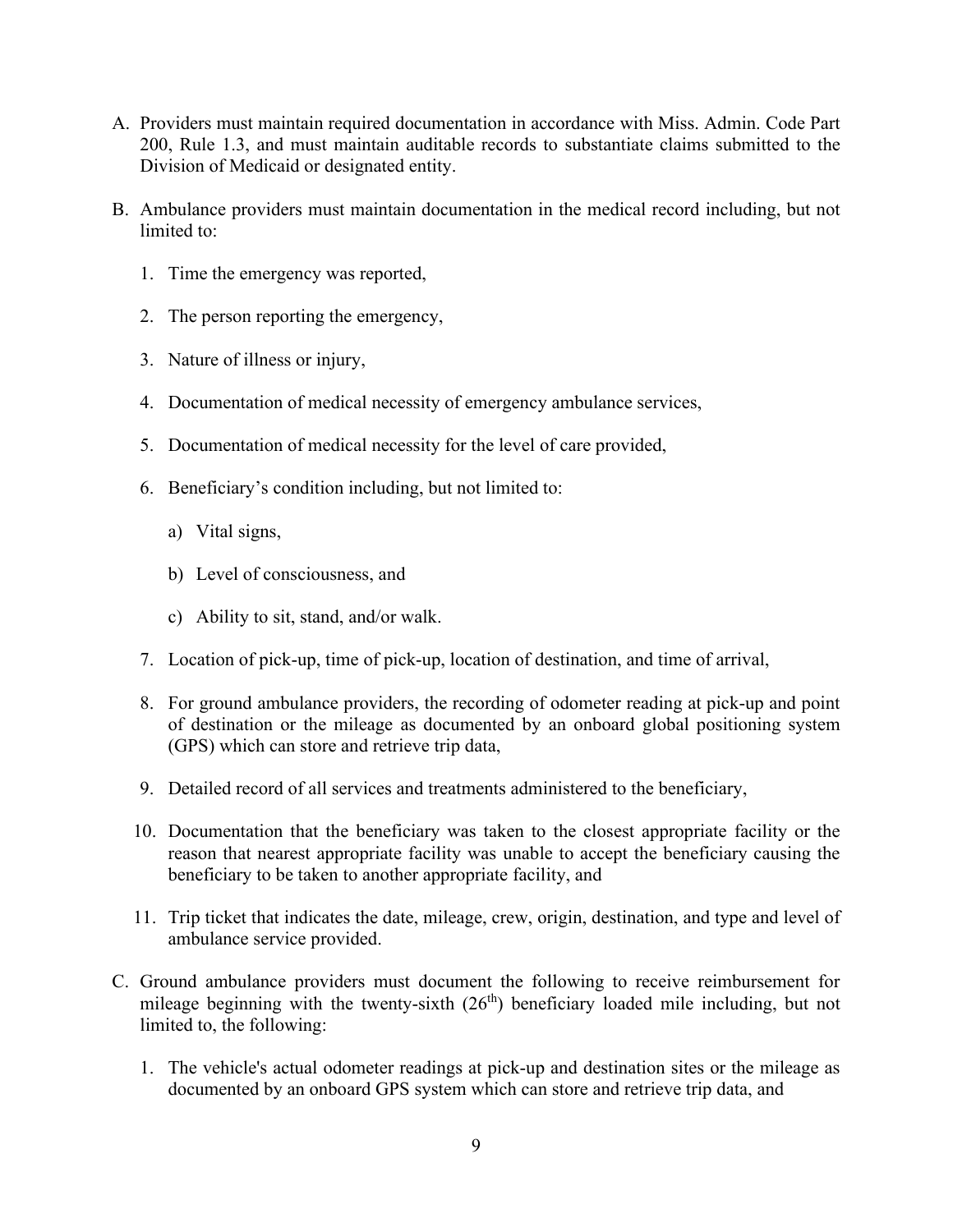A. Providers must maintain required documentation in accordance with Miss. Admin. Code Part 200, Rule 1.3, and must maintain auditable records to substantiate claims submitted to the Division of Medicaid or designated entity.

B. Ambulance providers must maintain documentation in the medical record including, but not limited to:

   1. Time the emergency was reported,

   2. The person reporting the emergency,

   3. Nature of illness or injury,

   4. Documentation of medical necessity of emergency ambulance services,

   5. Documentation of medical necessity for the level of care provided,

   6. Beneficiary's condition including, but not limited to:

      a) Vital signs,

      b) Level of consciousness, and

      c) Ability to sit, stand, and/or walk.

   7. Location of pick-up, time of pick-up, location of destination, and time of arrival,

   8. For ground ambulance providers, the recording of odometer reading at pick-up and point of destination or the mileage as documented by an onboard global positioning system (GPS) which can store and retrieve trip data,

   9. Detailed record of all services and treatments administered to the beneficiary,

   10. Documentation that the beneficiary was taken to the closest appropriate facility or the reason that nearest appropriate facility was unable to accept the beneficiary causing the beneficiary to be taken to another appropriate facility, and

   11. Trip ticket that indicates the date, mileage, crew, origin, destination, and type and level of ambulance service provided.

C. Ground ambulance providers must document the following to receive reimbursement for mileage beginning with the twenty-sixth (26th) beneficiary loaded mile including, but not limited to, the following:

   1. The vehicle's actual odometer readings at pick-up and destination sites or the mileage as documented by an onboard GPS system which can store and retrieve trip data, and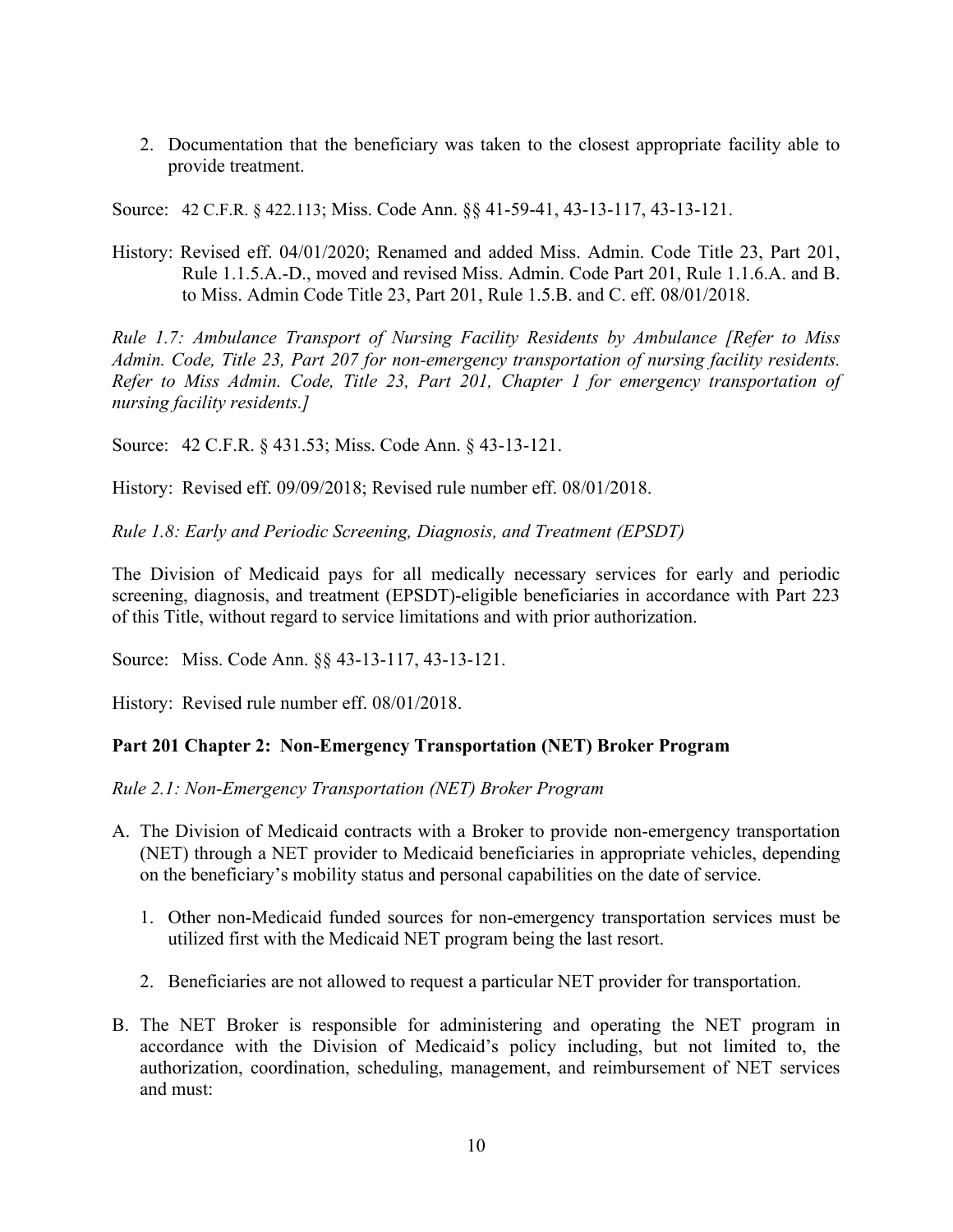2. Documentation that the beneficiary was taken to the closest appropriate facility able to provide treatment.

Source: 42 C.F.R. § 422.113; Miss. Code Ann. §§ 41-59-41, 43-13-117, 43-13-121.

History: Revised eff. 04/01/2020; Renamed and added Miss. Admin. Code Title 23, Part 201, Rule 1.1.5.A.-D., moved and revised Miss. Admin. Code Part 201, Rule 1.1.6.A. and B. to Miss. Admin Code Title 23, Part 201, Rule 1.5.B. and C. eff. 08/01/2018.

*Rule 1.7: Ambulance Transport of Nursing Facility Residents by Ambulance [Refer to Miss Admin. Code, Title 23, Part 207 for non-emergency transportation of nursing facility residents. Refer to Miss Admin. Code, Title 23, Part 201, Chapter 1 for emergency transportation of nursing facility residents.]*

Source: 42 C.F.R. § 431.53; Miss. Code Ann. § 43-13-121.

History: Revised eff. 09/09/2018; Revised rule number eff. 08/01/2018.

*Rule 1.8: Early and Periodic Screening, Diagnosis, and Treatment (EPSDT)*

The Division of Medicaid pays for all medically necessary services for early and periodic screening, diagnosis, and treatment (EPSDT)-eligible beneficiaries in accordance with Part 223 of this Title, without regard to service limitations and with prior authorization.

Source: Miss. Code Ann. §§ 43-13-117, 43-13-121.

History: Revised rule number eff. 08/01/2018.

## Part 201 Chapter 2: Non-Emergency Transportation (NET) Broker Program

*Rule 2.1: Non-Emergency Transportation (NET) Broker Program*

A. The Division of Medicaid contracts with a Broker to provide non-emergency transportation (NET) through a NET provider to Medicaid beneficiaries in appropriate vehicles, depending on the beneficiary's mobility status and personal capabilities on the date of service.

   1. Other non-Medicaid funded sources for non-emergency transportation services must be utilized first with the Medicaid NET program being the last resort.

   2. Beneficiaries are not allowed to request a particular NET provider for transportation.

B. The NET Broker is responsible for administering and operating the NET program in accordance with the Division of Medicaid's policy including, but not limited to, the authorization, coordination, scheduling, management, and reimbursement of NET services and must: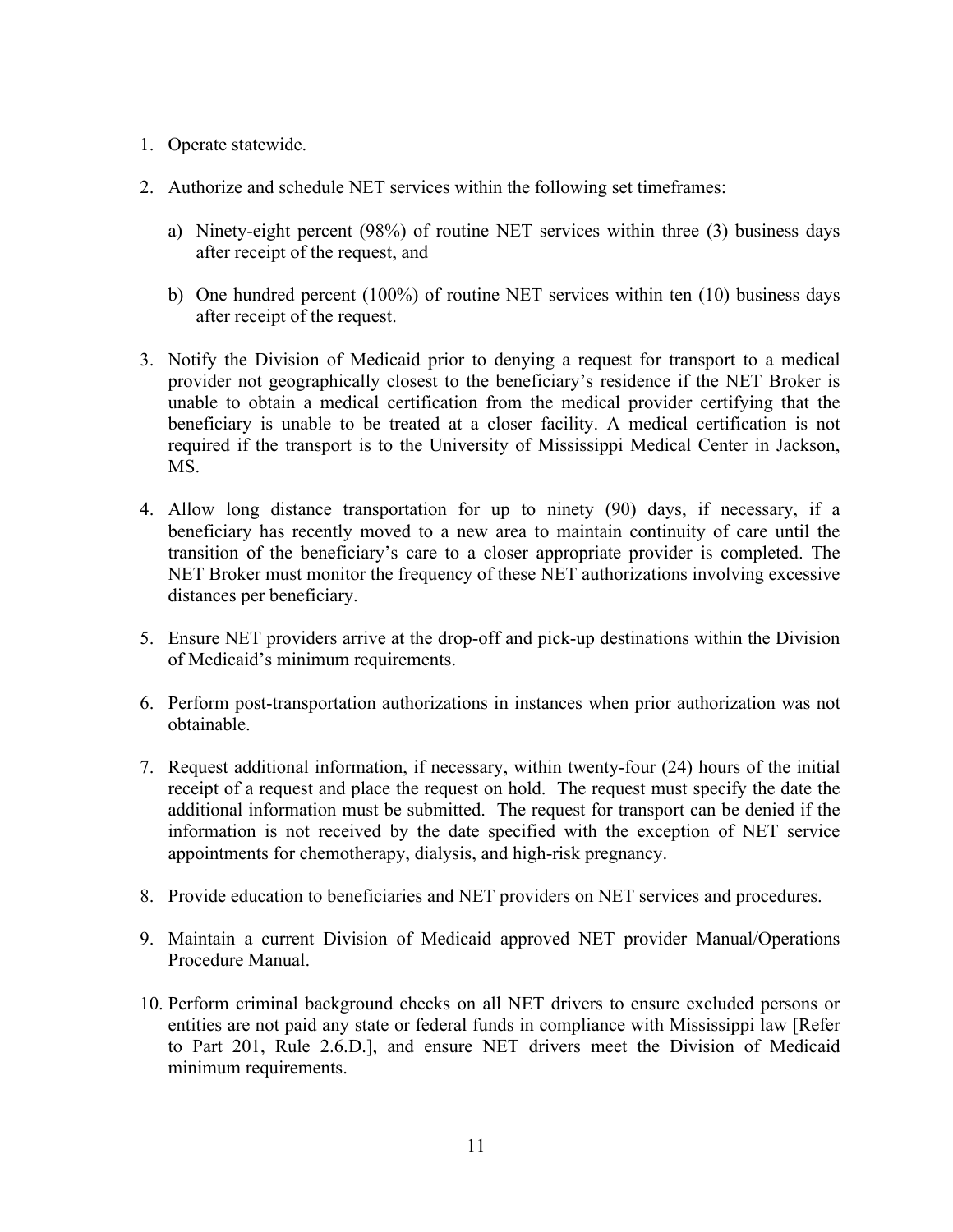1. Operate statewide.

2. Authorize and schedule NET services within the following set timeframes:

   a) Ninety-eight percent (98%) of routine NET services within three (3) business days after receipt of the request, and

   b) One hundred percent (100%) of routine NET services within ten (10) business days after receipt of the request.

3. Notify the Division of Medicaid prior to denying a request for transport to a medical provider not geographically closest to the beneficiary's residence if the NET Broker is unable to obtain a medical certification from the medical provider certifying that the beneficiary is unable to be treated at a closer facility. A medical certification is not required if the transport is to the University of Mississippi Medical Center in Jackson, MS.

4. Allow long distance transportation for up to ninety (90) days, if necessary, if a beneficiary has recently moved to a new area to maintain continuity of care until the transition of the beneficiary's care to a closer appropriate provider is completed. The NET Broker must monitor the frequency of these NET authorizations involving excessive distances per beneficiary.

5. Ensure NET providers arrive at the drop-off and pick-up destinations within the Division of Medicaid's minimum requirements.

6. Perform post-transportation authorizations in instances when prior authorization was not obtainable.

7. Request additional information, if necessary, within twenty-four (24) hours of the initial receipt of a request and place the request on hold. The request must specify the date the additional information must be submitted. The request for transport can be denied if the information is not received by the date specified with the exception of NET service appointments for chemotherapy, dialysis, and high-risk pregnancy.

8. Provide education to beneficiaries and NET providers on NET services and procedures.

9. Maintain a current Division of Medicaid approved NET provider Manual/Operations Procedure Manual.

10. Perform criminal background checks on all NET drivers to ensure excluded persons or entities are not paid any state or federal funds in compliance with Mississippi law [Refer to Part 201, Rule 2.6.D.], and ensure NET drivers meet the Division of Medicaid minimum requirements.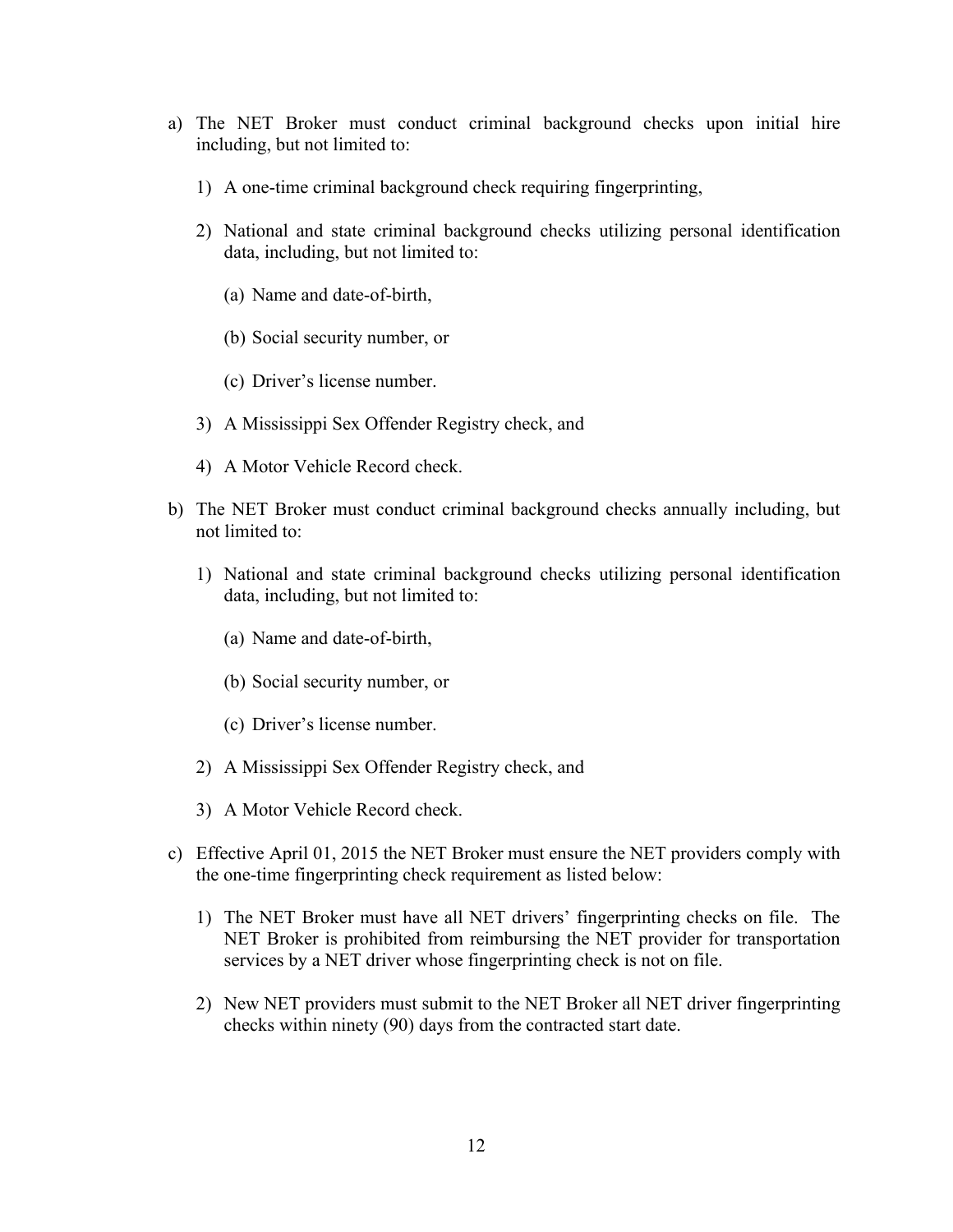a) The NET Broker must conduct criminal background checks upon initial hire including, but not limited to:

   1) A one-time criminal background check requiring fingerprinting,

   2) National and state criminal background checks utilizing personal identification data, including, but not limited to:

      (a) Name and date-of-birth,

      (b) Social security number, or

      (c) Driver's license number.

   3) A Mississippi Sex Offender Registry check, and

   4) A Motor Vehicle Record check.

b) The NET Broker must conduct criminal background checks annually including, but not limited to:

   1) National and state criminal background checks utilizing personal identification data, including, but not limited to:

      (a) Name and date-of-birth,

      (b) Social security number, or

      (c) Driver's license number.

   2) A Mississippi Sex Offender Registry check, and

   3) A Motor Vehicle Record check.

c) Effective April 01, 2015 the NET Broker must ensure the NET providers comply with the one-time fingerprinting check requirement as listed below:

   1) The NET Broker must have all NET drivers' fingerprinting checks on file. The NET Broker is prohibited from reimbursing the NET provider for transportation services by a NET driver whose fingerprinting check is not on file.

   2) New NET providers must submit to the NET Broker all NET driver fingerprinting checks within ninety (90) days from the contracted start date.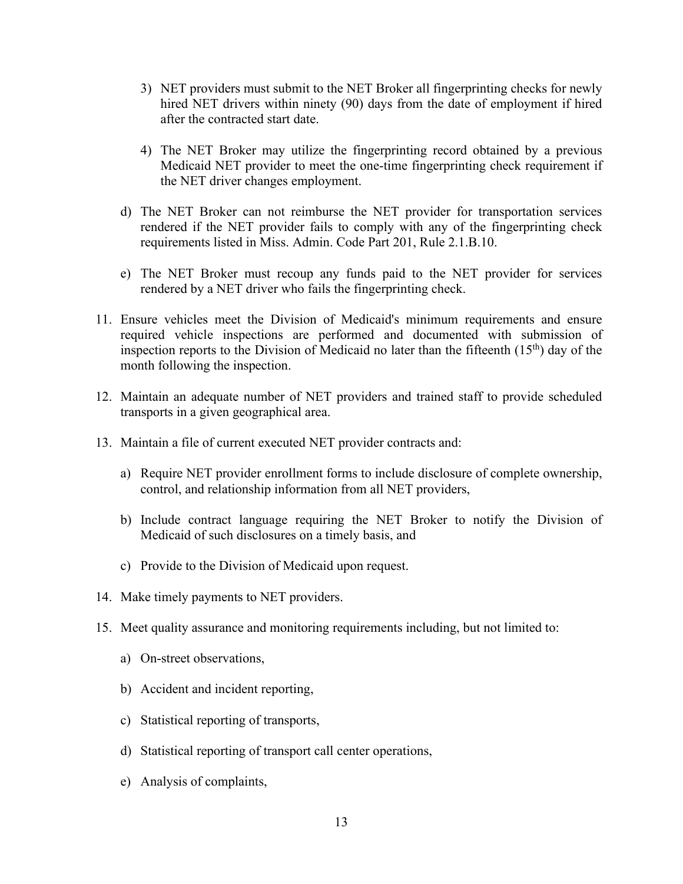3) NET providers must submit to the NET Broker all fingerprinting checks for newly hired NET drivers within ninety (90) days from the date of employment if hired after the contracted start date.

4) The NET Broker may utilize the fingerprinting record obtained by a previous Medicaid NET provider to meet the one-time fingerprinting check requirement if the NET driver changes employment.

d) The NET Broker can not reimburse the NET provider for transportation services rendered if the NET provider fails to comply with any of the fingerprinting check requirements listed in Miss. Admin. Code Part 201, Rule 2.1.B.10.

e) The NET Broker must recoup any funds paid to the NET provider for services rendered by a NET driver who fails the fingerprinting check.

11. Ensure vehicles meet the Division of Medicaid's minimum requirements and ensure required vehicle inspections are performed and documented with submission of inspection reports to the Division of Medicaid no later than the fifteenth (15th) day of the month following the inspection.

12. Maintain an adequate number of NET providers and trained staff to provide scheduled transports in a given geographical area.

13. Maintain a file of current executed NET provider contracts and:

    a) Require NET provider enrollment forms to include disclosure of complete ownership, control, and relationship information from all NET providers,

    b) Include contract language requiring the NET Broker to notify the Division of Medicaid of such disclosures on a timely basis, and

    c) Provide to the Division of Medicaid upon request.

14. Make timely payments to NET providers.

15. Meet quality assurance and monitoring requirements including, but not limited to:

    a) On-street observations,

    b) Accident and incident reporting,

    c) Statistical reporting of transports,

    d) Statistical reporting of transport call center operations,

    e) Analysis of complaints,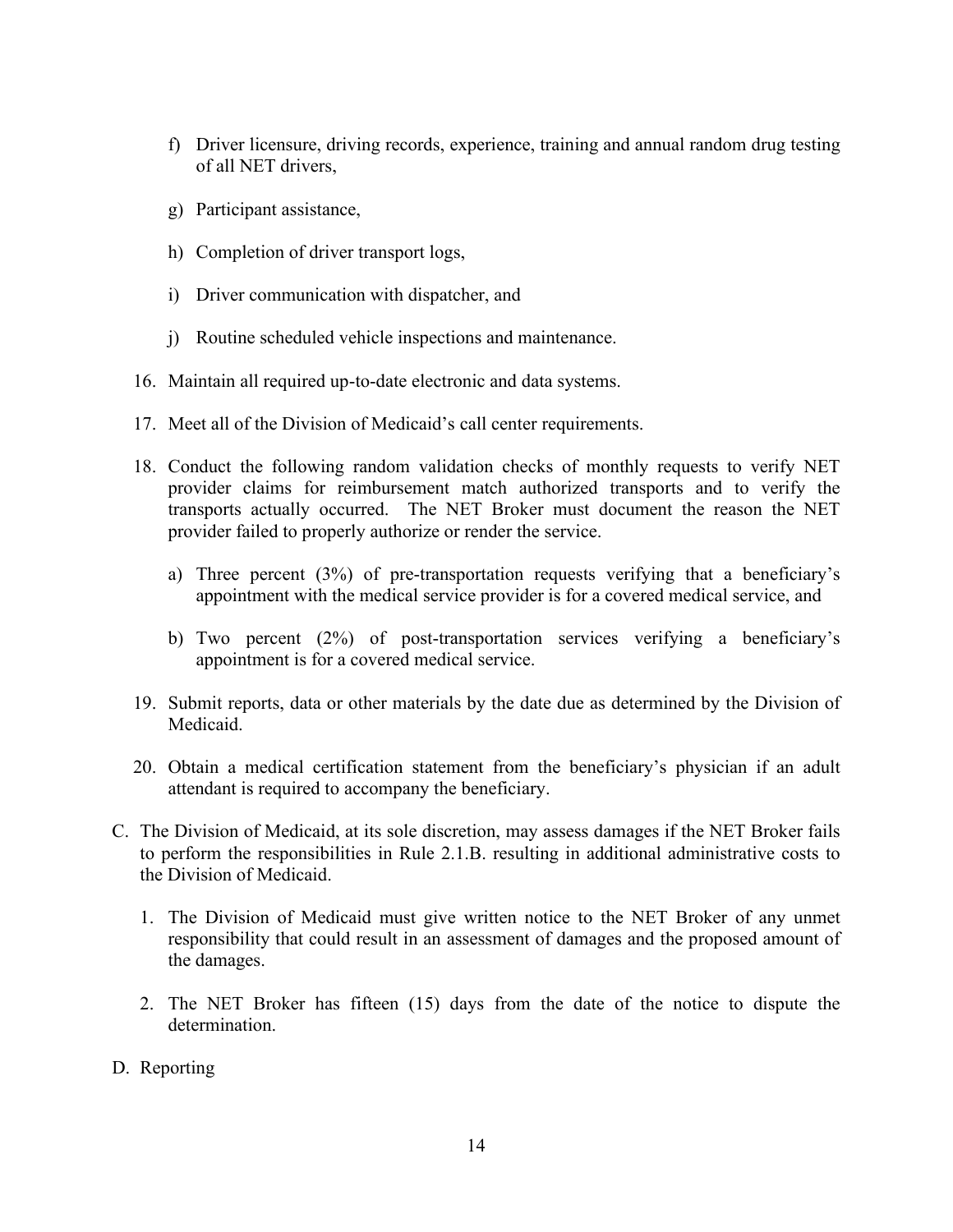f) Driver licensure, driving records, experience, training and annual random drug testing of all NET drivers,

g) Participant assistance,

h) Completion of driver transport logs,

i) Driver communication with dispatcher, and

j) Routine scheduled vehicle inspections and maintenance.

16. Maintain all required up-to-date electronic and data systems.

17. Meet all of the Division of Medicaid's call center requirements.

18. Conduct the following random validation checks of monthly requests to verify NET provider claims for reimbursement match authorized transports and to verify the transports actually occurred. The NET Broker must document the reason the NET provider failed to properly authorize or render the service.

    a) Three percent (3%) of pre-transportation requests verifying that a beneficiary's appointment with the medical service provider is for a covered medical service, and

    b) Two percent (2%) of post-transportation services verifying a beneficiary's appointment is for a covered medical service.

19. Submit reports, data or other materials by the date due as determined by the Division of Medicaid.

20. Obtain a medical certification statement from the beneficiary's physician if an adult attendant is required to accompany the beneficiary.

C. The Division of Medicaid, at its sole discretion, may assess damages if the NET Broker fails to perform the responsibilities in Rule 2.1.B. resulting in additional administrative costs to the Division of Medicaid.

   1. The Division of Medicaid must give written notice to the NET Broker of any unmet responsibility that could result in an assessment of damages and the proposed amount of the damages.

   2. The NET Broker has fifteen (15) days from the date of the notice to dispute the determination.

D. Reporting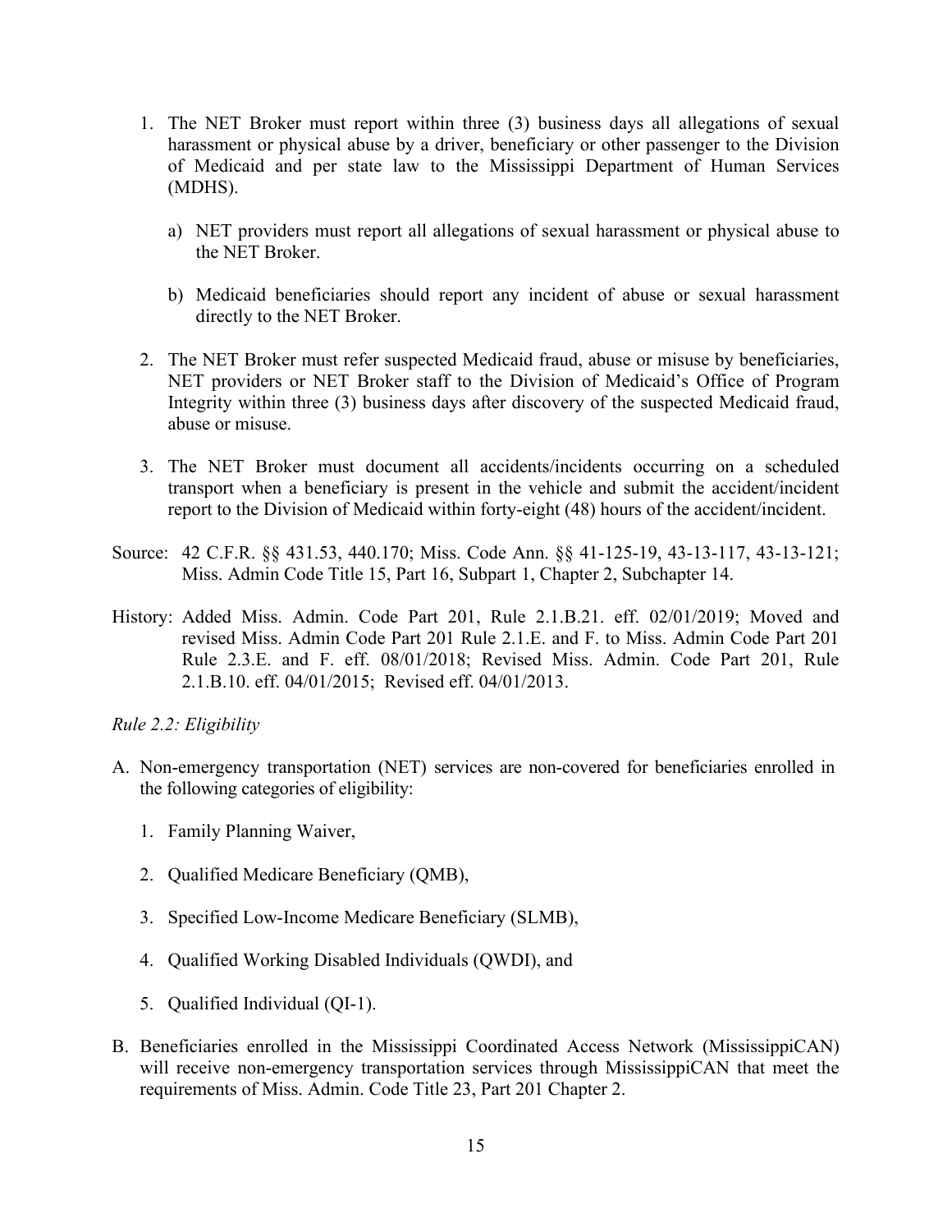1. The NET Broker must report within three (3) business days all allegations of sexual harassment or physical abuse by a driver, beneficiary or other passenger to the Division of Medicaid and per state law to the Mississippi Department of Human Services (MDHS).

   a) NET providers must report all allegations of sexual harassment or physical abuse to the NET Broker.

   b) Medicaid beneficiaries should report any incident of abuse or sexual harassment directly to the NET Broker.

2. The NET Broker must refer suspected Medicaid fraud, abuse or misuse by beneficiaries, NET providers or NET Broker staff to the Division of Medicaid's Office of Program Integrity within three (3) business days after discovery of the suspected Medicaid fraud, abuse or misuse.

3. The NET Broker must document all accidents/incidents occurring on a scheduled transport when a beneficiary is present in the vehicle and submit the accident/incident report to the Division of Medicaid within forty-eight (48) hours of the accident/incident.

Source: 42 C.F.R. §§ 431.53, 440.170; Miss. Code Ann. §§ 41-125-19, 43-13-117, 43-13-121; Miss. Admin Code Title 15, Part 16, Subpart 1, Chapter 2, Subchapter 14.

History: Added Miss. Admin. Code Part 201, Rule 2.1.B.21. eff. 02/01/2019; Moved and revised Miss. Admin Code Part 201 Rule 2.1.E. and F. to Miss. Admin Code Part 201 Rule 2.3.E. and F. eff. 08/01/2018; Revised Miss. Admin. Code Part 201, Rule 2.1.B.10. eff. 04/01/2015; Revised eff. 04/01/2013.

*Rule 2.2: Eligibility*

A. Non-emergency transportation (NET) services are non-covered for beneficiaries enrolled in the following categories of eligibility:

   1. Family Planning Waiver,

   2. Qualified Medicare Beneficiary (QMB),

   3. Specified Low-Income Medicare Beneficiary (SLMB),

   4. Qualified Working Disabled Individuals (QWDI), and

   5. Qualified Individual (QI-1).

B. Beneficiaries enrolled in the Mississippi Coordinated Access Network (MississippiCAN) will receive non-emergency transportation services through MississippiCAN that meet the requirements of Miss. Admin. Code Title 23, Part 201 Chapter 2.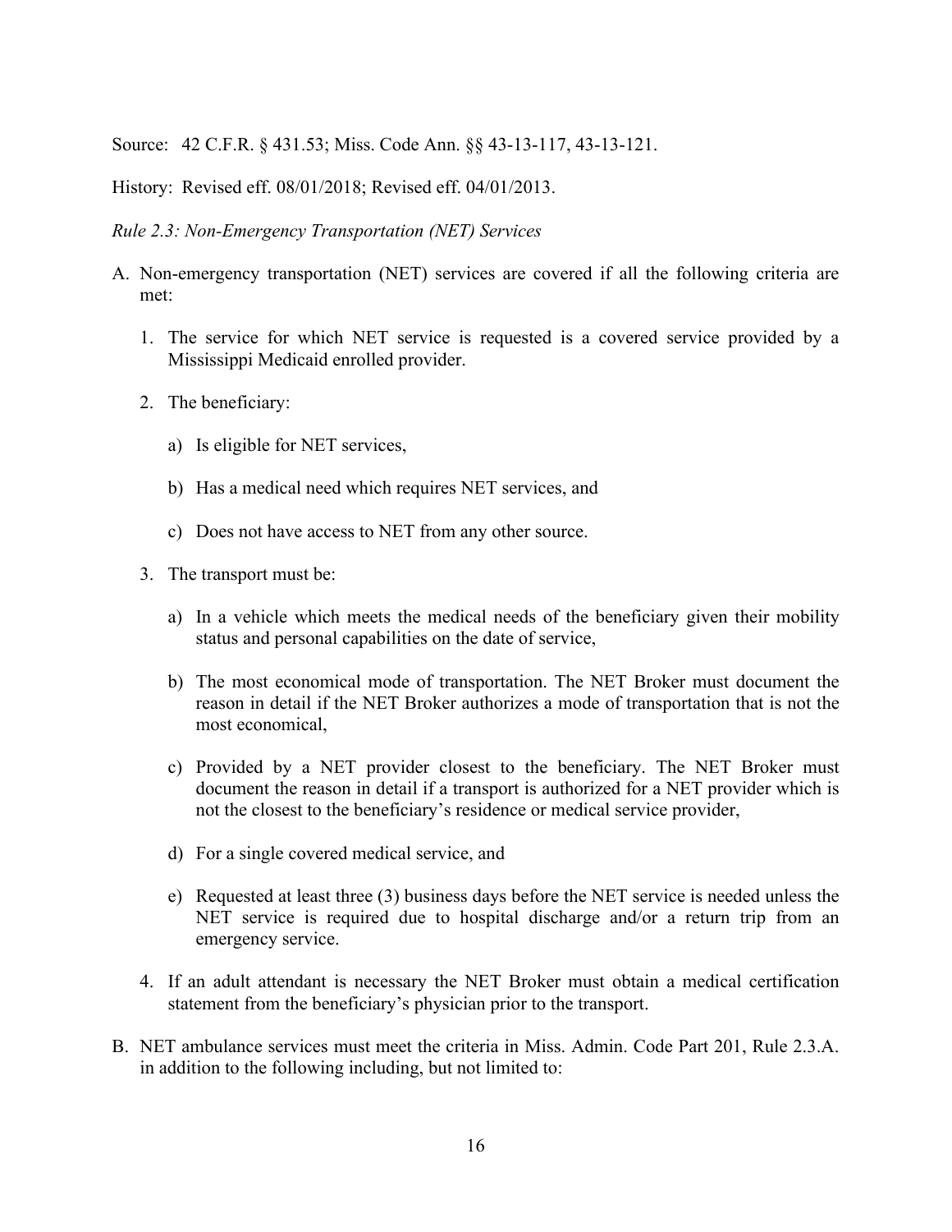Source: 42 C.F.R. § 431.53; Miss. Code Ann. §§ 43-13-117, 43-13-121.

History: Revised eff. 08/01/2018; Revised eff. 04/01/2013.

*Rule 2.3: Non-Emergency Transportation (NET) Services*

A. Non-emergency transportation (NET) services are covered if all the following criteria are met:

   1. The service for which NET service is requested is a covered service provided by a Mississippi Medicaid enrolled provider.

   2. The beneficiary:

      a) Is eligible for NET services,

      b) Has a medical need which requires NET services, and

      c) Does not have access to NET from any other source.

   3. The transport must be:

      a) In a vehicle which meets the medical needs of the beneficiary given their mobility status and personal capabilities on the date of service,

      b) The most economical mode of transportation. The NET Broker must document the reason in detail if the NET Broker authorizes a mode of transportation that is not the most economical,

      c) Provided by a NET provider closest to the beneficiary. The NET Broker must document the reason in detail if a transport is authorized for a NET provider which is not the closest to the beneficiary's residence or medical service provider,

      d) For a single covered medical service, and

      e) Requested at least three (3) business days before the NET service is needed unless the NET service is required due to hospital discharge and/or a return trip from an emergency service.

   4. If an adult attendant is necessary the NET Broker must obtain a medical certification statement from the beneficiary's physician prior to the transport.

B. NET ambulance services must meet the criteria in Miss. Admin. Code Part 201, Rule 2.3.A. in addition to the following including, but not limited to: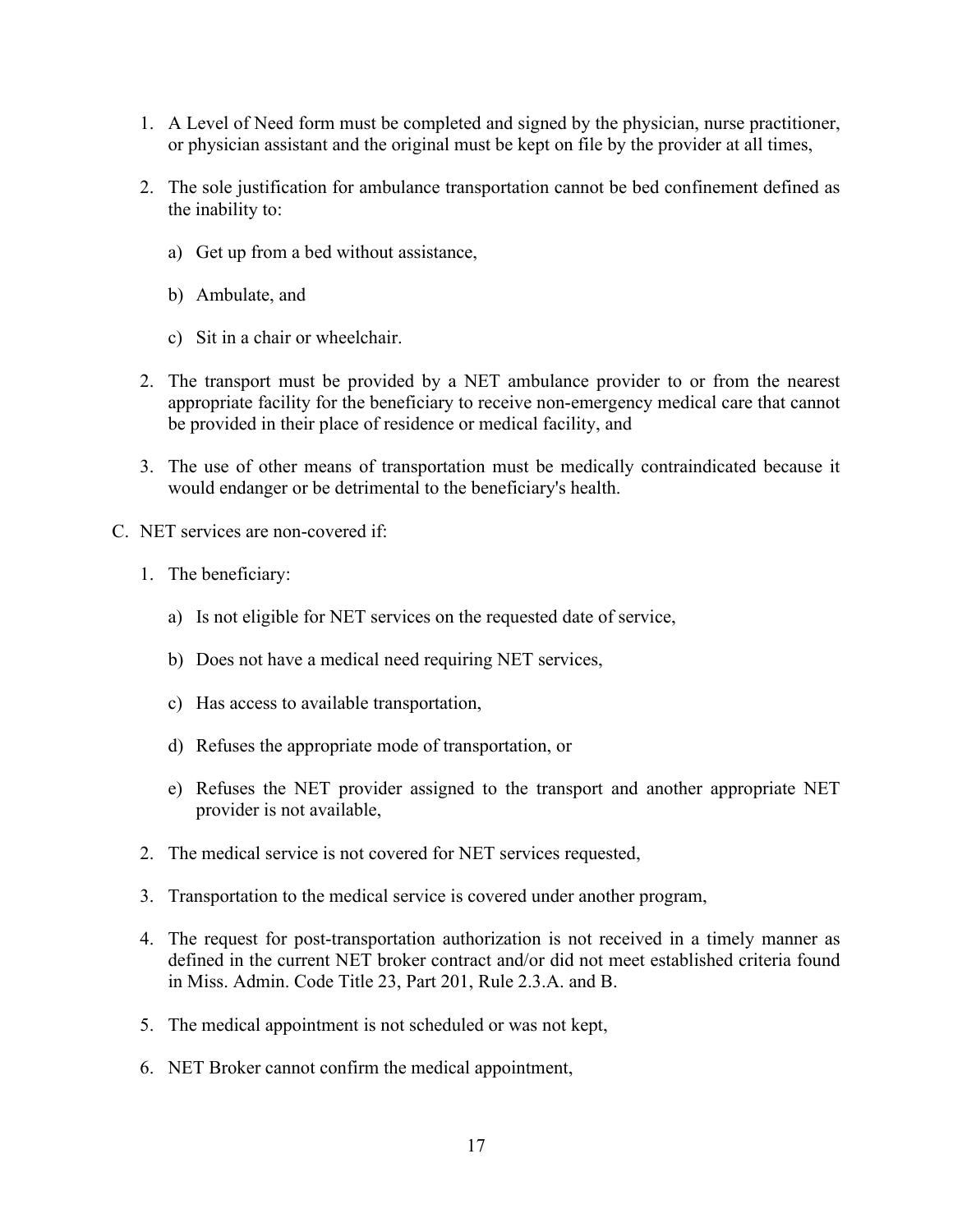1. A Level of Need form must be completed and signed by the physician, nurse practitioner, or physician assistant and the original must be kept on file by the provider at all times,

2. The sole justification for ambulance transportation cannot be bed confinement defined as the inability to:

   a) Get up from a bed without assistance,

   b) Ambulate, and

   c) Sit in a chair or wheelchair.

2. The transport must be provided by a NET ambulance provider to or from the nearest appropriate facility for the beneficiary to receive non-emergency medical care that cannot be provided in their place of residence or medical facility, and

3. The use of other means of transportation must be medically contraindicated because it would endanger or be detrimental to the beneficiary's health.

C. NET services are non-covered if:

   1. The beneficiary:

      a) Is not eligible for NET services on the requested date of service,

      b) Does not have a medical need requiring NET services,

      c) Has access to available transportation,

      d) Refuses the appropriate mode of transportation, or

      e) Refuses the NET provider assigned to the transport and another appropriate NET provider is not available,

   2. The medical service is not covered for NET services requested,

   3. Transportation to the medical service is covered under another program,

   4. The request for post-transportation authorization is not received in a timely manner as defined in the current NET broker contract and/or did not meet established criteria found in Miss. Admin. Code Title 23, Part 201, Rule 2.3.A. and B.

   5. The medical appointment is not scheduled or was not kept,

   6. NET Broker cannot confirm the medical appointment,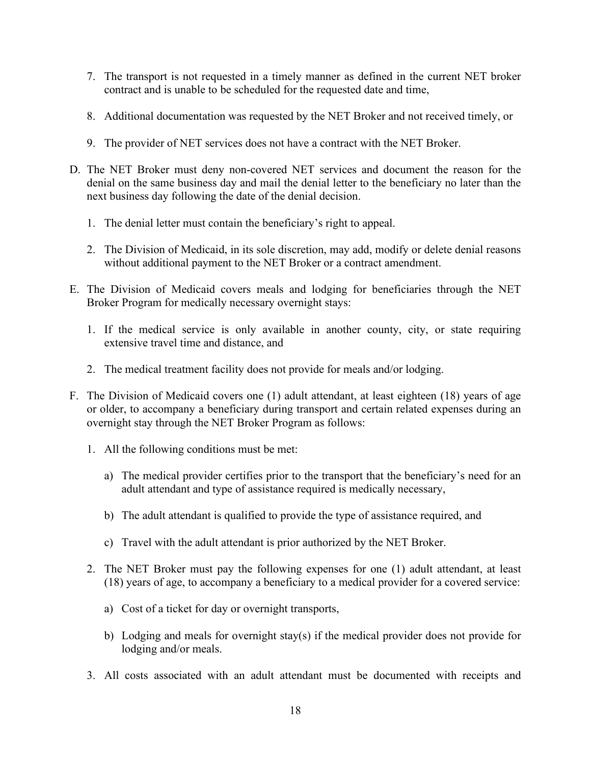7. The transport is not requested in a timely manner as defined in the current NET broker contract and is unable to be scheduled for the requested date and time,

8. Additional documentation was requested by the NET Broker and not received timely, or

9. The provider of NET services does not have a contract with the NET Broker.

D. The NET Broker must deny non-covered NET services and document the reason for the denial on the same business day and mail the denial letter to the beneficiary no later than the next business day following the date of the denial decision.

   1. The denial letter must contain the beneficiary's right to appeal.

   2. The Division of Medicaid, in its sole discretion, may add, modify or delete denial reasons without additional payment to the NET Broker or a contract amendment.

E. The Division of Medicaid covers meals and lodging for beneficiaries through the NET Broker Program for medically necessary overnight stays:

   1. If the medical service is only available in another county, city, or state requiring extensive travel time and distance, and

   2. The medical treatment facility does not provide for meals and/or lodging.

F. The Division of Medicaid covers one (1) adult attendant, at least eighteen (18) years of age or older, to accompany a beneficiary during transport and certain related expenses during an overnight stay through the NET Broker Program as follows:

   1. All the following conditions must be met:

      a) The medical provider certifies prior to the transport that the beneficiary's need for an adult attendant and type of assistance required is medically necessary,

      b) The adult attendant is qualified to provide the type of assistance required, and

      c) Travel with the adult attendant is prior authorized by the NET Broker.

   2. The NET Broker must pay the following expenses for one (1) adult attendant, at least (18) years of age, to accompany a beneficiary to a medical provider for a covered service:

      a) Cost of a ticket for day or overnight transports,

      b) Lodging and meals for overnight stay(s) if the medical provider does not provide for lodging and/or meals.

   3. All costs associated with an adult attendant must be documented with receipts and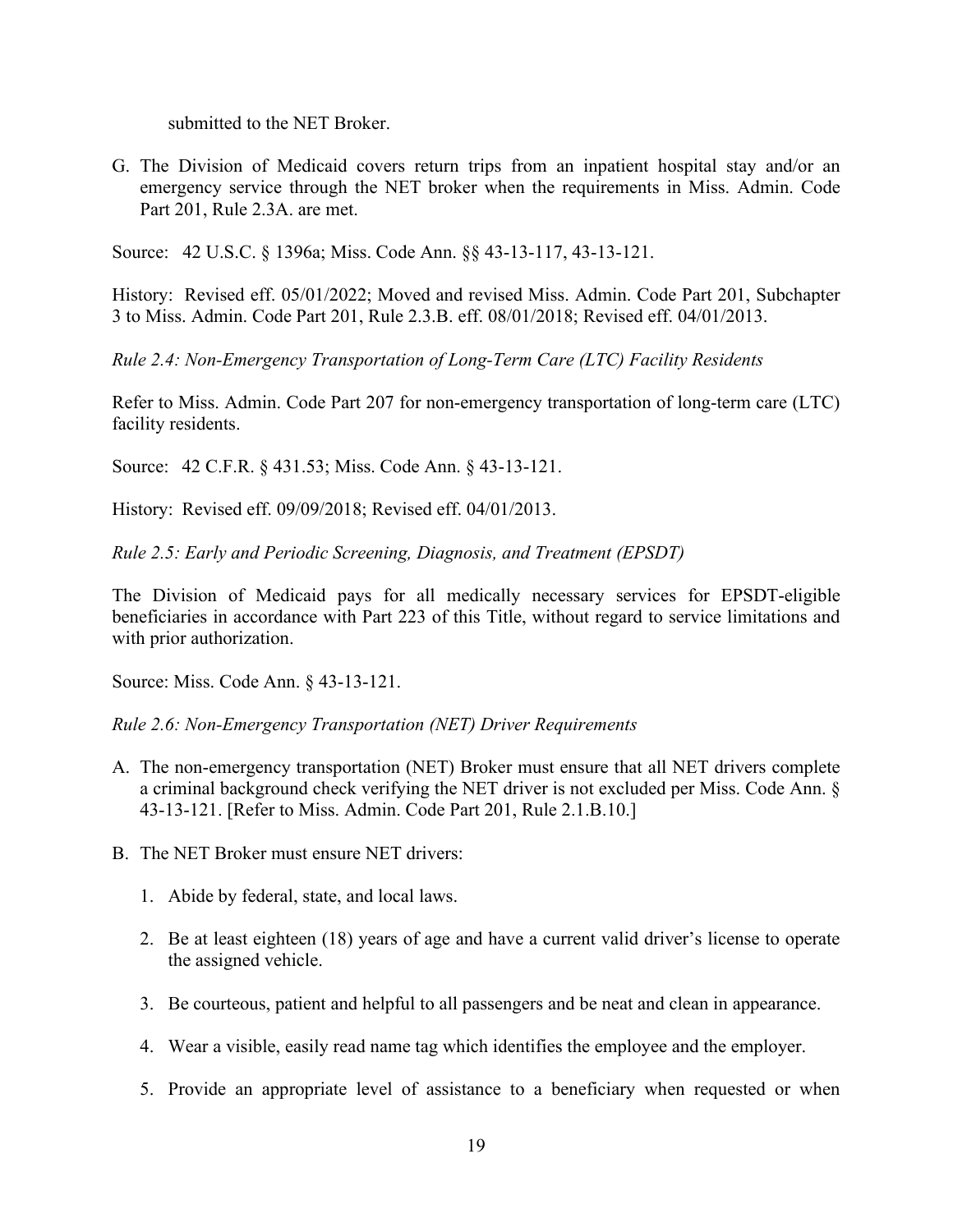submitted to the NET Broker.

G. The Division of Medicaid covers return trips from an inpatient hospital stay and/or an emergency service through the NET broker when the requirements in Miss. Admin. Code Part 201, Rule 2.3A. are met.

Source: 42 U.S.C. § 1396a; Miss. Code Ann. §§ 43-13-117, 43-13-121.

History: Revised eff. 05/01/2022; Moved and revised Miss. Admin. Code Part 201, Subchapter 3 to Miss. Admin. Code Part 201, Rule 2.3.B. eff. 08/01/2018; Revised eff. 04/01/2013.

*Rule 2.4: Non-Emergency Transportation of Long-Term Care (LTC) Facility Residents*

Refer to Miss. Admin. Code Part 207 for non-emergency transportation of long-term care (LTC) facility residents.

Source: 42 C.F.R. § 431.53; Miss. Code Ann. § 43-13-121.

History: Revised eff. 09/09/2018; Revised eff. 04/01/2013.

*Rule 2.5: Early and Periodic Screening, Diagnosis, and Treatment (EPSDT)*

The Division of Medicaid pays for all medically necessary services for EPSDT-eligible beneficiaries in accordance with Part 223 of this Title, without regard to service limitations and with prior authorization.

Source: Miss. Code Ann. § 43-13-121.

*Rule 2.6: Non-Emergency Transportation (NET) Driver Requirements*

A. The non-emergency transportation (NET) Broker must ensure that all NET drivers complete a criminal background check verifying the NET driver is not excluded per Miss. Code Ann. § 43-13-121. [Refer to Miss. Admin. Code Part 201, Rule 2.1.B.10.]

B. The NET Broker must ensure NET drivers:

   1. Abide by federal, state, and local laws.

   2. Be at least eighteen (18) years of age and have a current valid driver's license to operate the assigned vehicle.

   3. Be courteous, patient and helpful to all passengers and be neat and clean in appearance.

   4. Wear a visible, easily read name tag which identifies the employee and the employer.

   5. Provide an appropriate level of assistance to a beneficiary when requested or when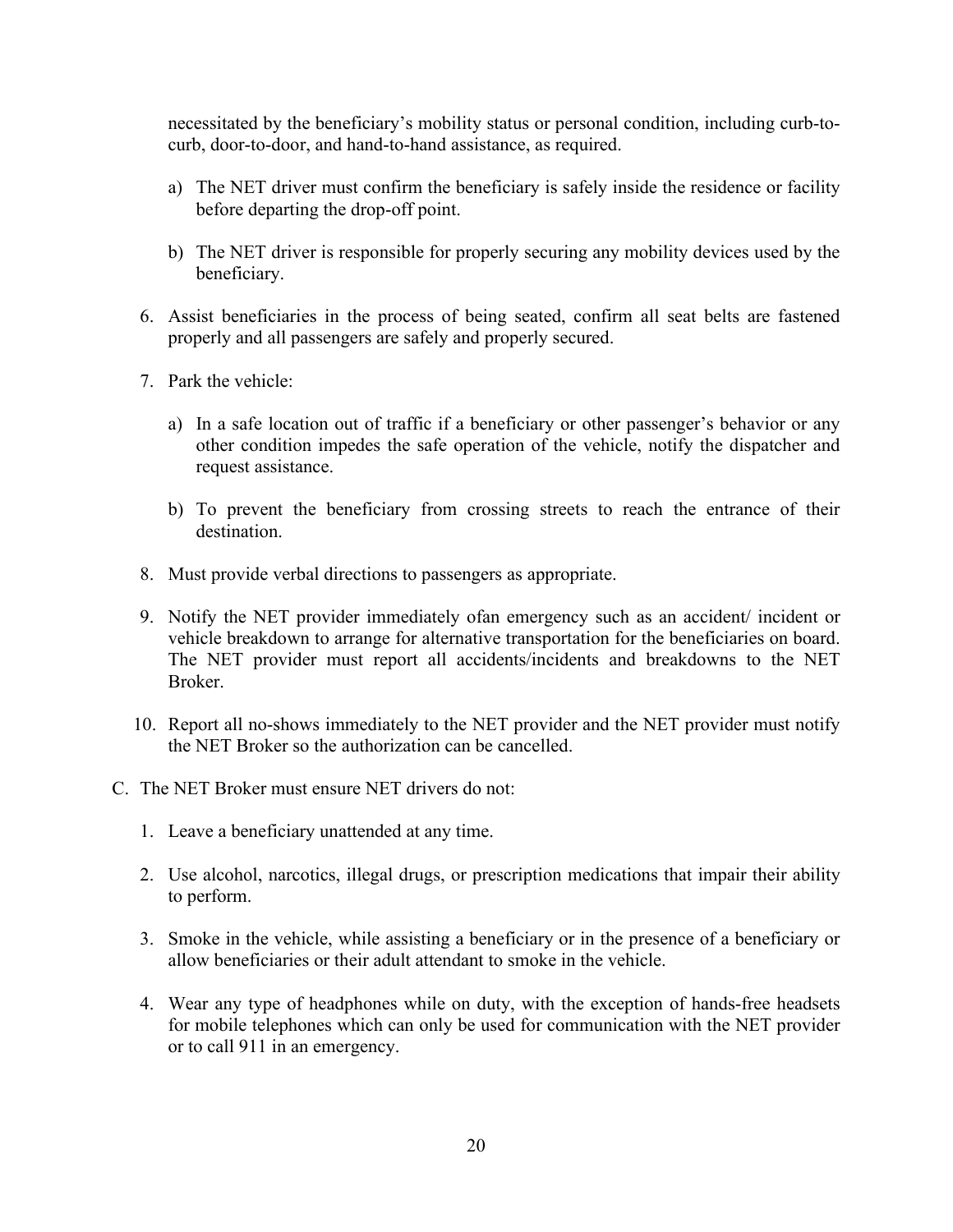necessitated by the beneficiary's mobility status or personal condition, including curb-to-curb, door-to-door, and hand-to-hand assistance, as required.

   a) The NET driver must confirm the beneficiary is safely inside the residence or facility before departing the drop-off point.

   b) The NET driver is responsible for properly securing any mobility devices used by the beneficiary.

6. Assist beneficiaries in the process of being seated, confirm all seat belts are fastened properly and all passengers are safely and properly secured.

7. Park the vehicle:

   a) In a safe location out of traffic if a beneficiary or other passenger's behavior or any other condition impedes the safe operation of the vehicle, notify the dispatcher and request assistance.

   b) To prevent the beneficiary from crossing streets to reach the entrance of their destination.

8. Must provide verbal directions to passengers as appropriate.

9. Notify the NET provider immediately ofan emergency such as an accident/ incident or vehicle breakdown to arrange for alternative transportation for the beneficiaries on board. The NET provider must report all accidents/incidents and breakdowns to the NET Broker.

10. Report all no-shows immediately to the NET provider and the NET provider must notify the NET Broker so the authorization can be cancelled.

C. The NET Broker must ensure NET drivers do not:

   1. Leave a beneficiary unattended at any time.

   2. Use alcohol, narcotics, illegal drugs, or prescription medications that impair their ability to perform.

   3. Smoke in the vehicle, while assisting a beneficiary or in the presence of a beneficiary or allow beneficiaries or their adult attendant to smoke in the vehicle.

   4. Wear any type of headphones while on duty, with the exception of hands-free headsets for mobile telephones which can only be used for communication with the NET provider or to call 911 in an emergency.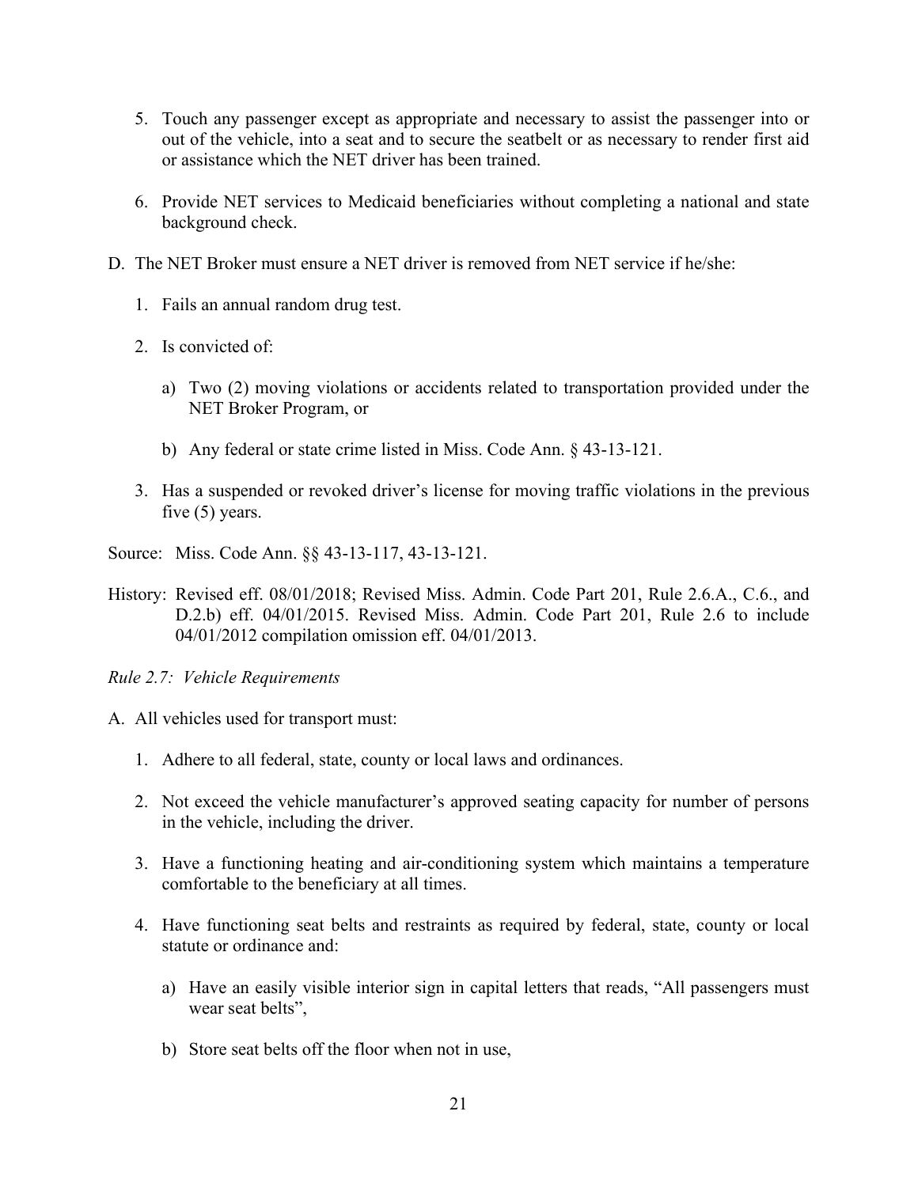5. Touch any passenger except as appropriate and necessary to assist the passenger into or out of the vehicle, into a seat and to secure the seatbelt or as necessary to render first aid or assistance which the NET driver has been trained.

6. Provide NET services to Medicaid beneficiaries without completing a national and state background check.

D. The NET Broker must ensure a NET driver is removed from NET service if he/she:

   1. Fails an annual random drug test.

   2. Is convicted of:

      a) Two (2) moving violations or accidents related to transportation provided under the NET Broker Program, or

      b) Any federal or state crime listed in Miss. Code Ann. § 43-13-121.

   3. Has a suspended or revoked driver's license for moving traffic violations in the previous five (5) years.

Source: Miss. Code Ann. §§ 43-13-117, 43-13-121.

History: Revised eff. 08/01/2018; Revised Miss. Admin. Code Part 201, Rule 2.6.A., C.6., and D.2.b) eff. 04/01/2015. Revised Miss. Admin. Code Part 201, Rule 2.6 to include 04/01/2012 compilation omission eff. 04/01/2013.

*Rule 2.7: Vehicle Requirements*

A. All vehicles used for transport must:

   1. Adhere to all federal, state, county or local laws and ordinances.

   2. Not exceed the vehicle manufacturer's approved seating capacity for number of persons in the vehicle, including the driver.

   3. Have a functioning heating and air-conditioning system which maintains a temperature comfortable to the beneficiary at all times.

   4. Have functioning seat belts and restraints as required by federal, state, county or local statute or ordinance and:

      a) Have an easily visible interior sign in capital letters that reads, "All passengers must wear seat belts",

      b) Store seat belts off the floor when not in use,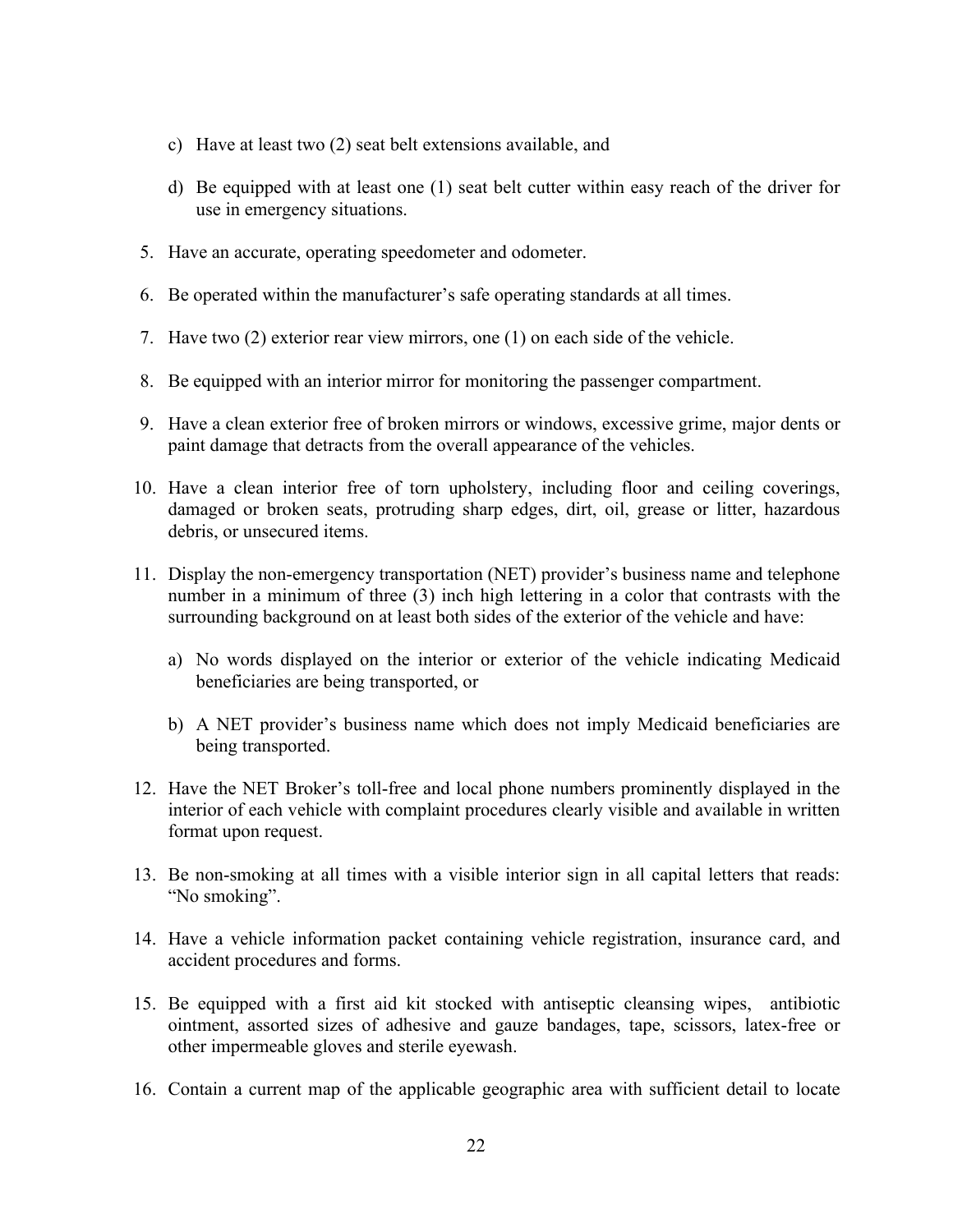c) Have at least two (2) seat belt extensions available, and

d) Be equipped with at least one (1) seat belt cutter within easy reach of the driver for use in emergency situations.

5. Have an accurate, operating speedometer and odometer.
6. Be operated within the manufacturer's safe operating standards at all times.
7. Have two (2) exterior rear view mirrors, one (1) on each side of the vehicle.
8. Be equipped with an interior mirror for monitoring the passenger compartment.
9. Have a clean exterior free of broken mirrors or windows, excessive grime, major dents or paint damage that detracts from the overall appearance of the vehicles.
10. Have a clean interior free of torn upholstery, including floor and ceiling coverings, damaged or broken seats, protruding sharp edges, dirt, oil, grease or litter, hazardous debris, or unsecured items.
11. Display the non-emergency transportation (NET) provider's business name and telephone number in a minimum of three (3) inch high lettering in a color that contrasts with the surrounding background on at least both sides of the exterior of the vehicle and have:

    a) No words displayed on the interior or exterior of the vehicle indicating Medicaid beneficiaries are being transported, or

    b) A NET provider's business name which does not imply Medicaid beneficiaries are being transported.

12. Have the NET Broker's toll-free and local phone numbers prominently displayed in the interior of each vehicle with complaint procedures clearly visible and available in written format upon request.
13. Be non-smoking at all times with a visible interior sign in all capital letters that reads: "No smoking".
14. Have a vehicle information packet containing vehicle registration, insurance card, and accident procedures and forms.
15. Be equipped with a first aid kit stocked with antiseptic cleansing wipes, antibiotic ointment, assorted sizes of adhesive and gauze bandages, tape, scissors, latex-free or other impermeable gloves and sterile eyewash.
16. Contain a current map of the applicable geographic area with sufficient detail to locate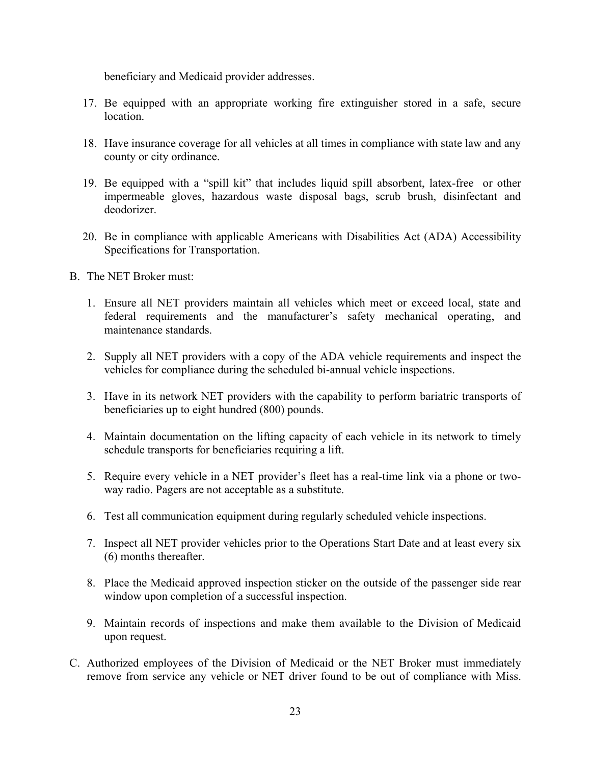beneficiary and Medicaid provider addresses.

17. Be equipped with an appropriate working fire extinguisher stored in a safe, secure location.

18. Have insurance coverage for all vehicles at all times in compliance with state law and any county or city ordinance.

19. Be equipped with a "spill kit" that includes liquid spill absorbent, latex-free or other impermeable gloves, hazardous waste disposal bags, scrub brush, disinfectant and deodorizer.

20. Be in compliance with applicable Americans with Disabilities Act (ADA) Accessibility Specifications for Transportation.

B. The NET Broker must:

1. Ensure all NET providers maintain all vehicles which meet or exceed local, state and federal requirements and the manufacturer's safety mechanical operating, and maintenance standards.

2. Supply all NET providers with a copy of the ADA vehicle requirements and inspect the vehicles for compliance during the scheduled bi-annual vehicle inspections.

3. Have in its network NET providers with the capability to perform bariatric transports of beneficiaries up to eight hundred (800) pounds.

4. Maintain documentation on the lifting capacity of each vehicle in its network to timely schedule transports for beneficiaries requiring a lift.

5. Require every vehicle in a NET provider's fleet has a real-time link via a phone or two-way radio. Pagers are not acceptable as a substitute.

6. Test all communication equipment during regularly scheduled vehicle inspections.

7. Inspect all NET provider vehicles prior to the Operations Start Date and at least every six (6) months thereafter.

8. Place the Medicaid approved inspection sticker on the outside of the passenger side rear window upon completion of a successful inspection.

9. Maintain records of inspections and make them available to the Division of Medicaid upon request.

C. Authorized employees of the Division of Medicaid or the NET Broker must immediately remove from service any vehicle or NET driver found to be out of compliance with Miss.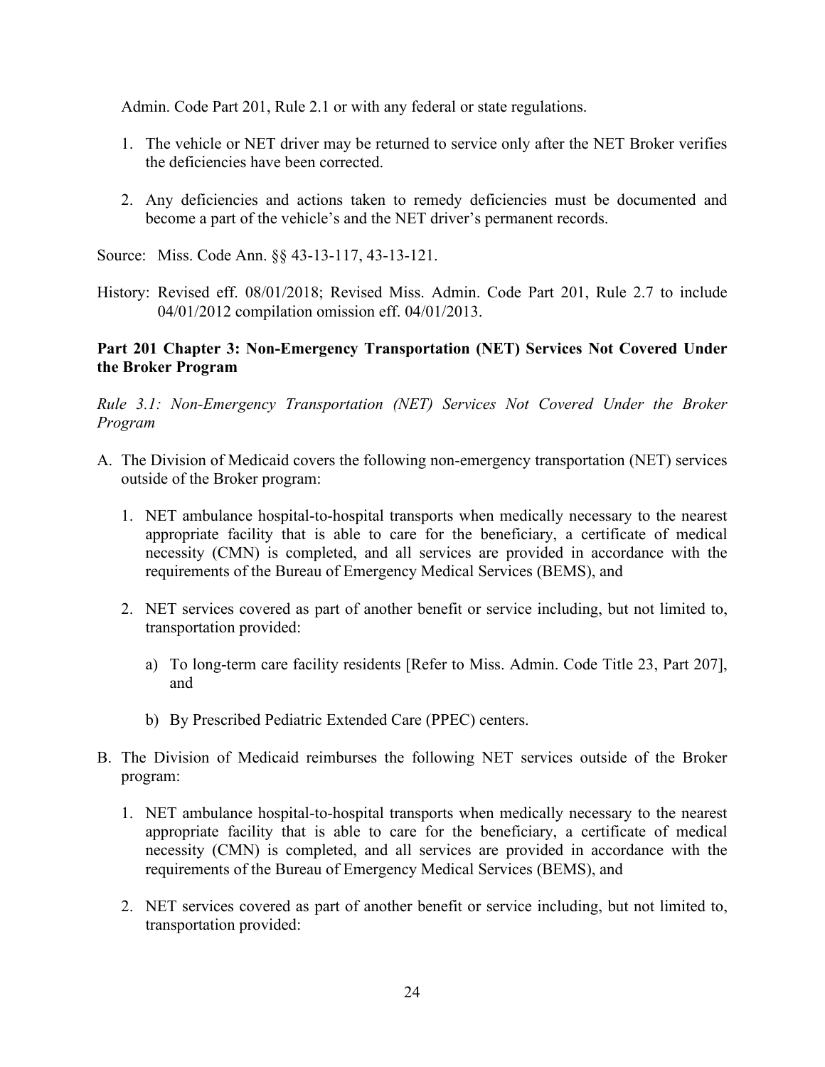Admin. Code Part 201, Rule 2.1 or with any federal or state regulations.

1. The vehicle or NET driver may be returned to service only after the NET Broker verifies the deficiencies have been corrected.

2. Any deficiencies and actions taken to remedy deficiencies must be documented and become a part of the vehicle's and the NET driver's permanent records.

Source: Miss. Code Ann. §§ 43-13-117, 43-13-121.

History: Revised eff. 08/01/2018; Revised Miss. Admin. Code Part 201, Rule 2.7 to include 04/01/2012 compilation omission eff. 04/01/2013.

## Part 201 Chapter 3: Non-Emergency Transportation (NET) Services Not Covered Under the Broker Program

*Rule 3.1: Non-Emergency Transportation (NET) Services Not Covered Under the Broker Program*

A. The Division of Medicaid covers the following non-emergency transportation (NET) services outside of the Broker program:

   1. NET ambulance hospital-to-hospital transports when medically necessary to the nearest appropriate facility that is able to care for the beneficiary, a certificate of medical necessity (CMN) is completed, and all services are provided in accordance with the requirements of the Bureau of Emergency Medical Services (BEMS), and

   2. NET services covered as part of another benefit or service including, but not limited to, transportation provided:

      a) To long-term care facility residents [Refer to Miss. Admin. Code Title 23, Part 207], and

      b) By Prescribed Pediatric Extended Care (PPEC) centers.

B. The Division of Medicaid reimburses the following NET services outside of the Broker program:

   1. NET ambulance hospital-to-hospital transports when medically necessary to the nearest appropriate facility that is able to care for the beneficiary, a certificate of medical necessity (CMN) is completed, and all services are provided in accordance with the requirements of the Bureau of Emergency Medical Services (BEMS), and

   2. NET services covered as part of another benefit or service including, but not limited to, transportation provided: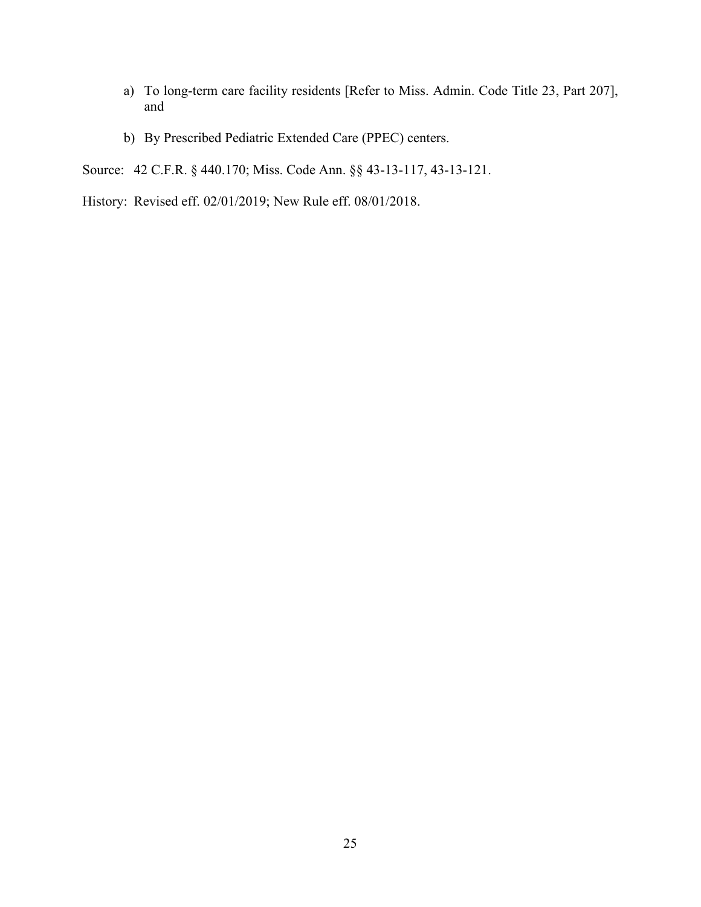a) To long-term care facility residents [Refer to Miss. Admin. Code Title 23, Part 207], and

b) By Prescribed Pediatric Extended Care (PPEC) centers.

Source: 42 C.F.R. § 440.170; Miss. Code Ann. §§ 43-13-117, 43-13-121.

History: Revised eff. 02/01/2019; New Rule eff. 08/01/2018.